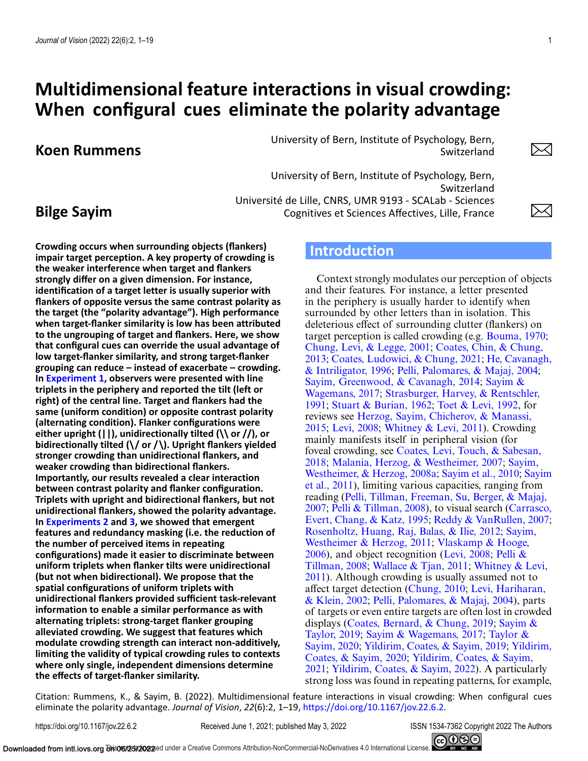# Multidimensional feature interactions in visual crowding: When configural cues eliminate the polarity advantage

**Koen Rummens** — University of Bern, Institute of Psychology, Bern, Switzerland

**Bilge Sayim** — University of Bern, Institute of Psychology, Bern, Switzerland; Université de Lille, CNRS, UMR 9193 - SCALab - Sciences Cognitives et Sciences Affectives, Lille, France

**Crowding occurs when surrounding objects (flankers) impair target perception. A key property of crowding is the weaker interference when target and flankers strongly differ on a given dimension. For instance, identification of a target letter is usually superior with flankers of opposite versus the same contrast polarity as the target (the "polarity advantage"). High performance when target-flanker similarity is low has been attributed to the ungrouping of target and flankers. Here, we show that configural cues can override the usual advantage of low target-flanker similarity, and strong target-flanker grouping can reduce – instead of exacerbate – crowding. In Experiment 1, observers were presented with line triplets in the periphery and reported the tilt (left or right) of the central line. Target and flankers had the same (uniform condition) or opposite contrast polarity (alternating condition). Flanker configurations were either upright (||), unidirectionally tilted (\\ or //), or bidirectionally tilted (\/ or /\). Upright flankers yielded stronger crowding than unidirectional flankers, and weaker crowding than bidirectional flankers. Importantly, our results revealed a clear interaction between contrast polarity and flanker configuration. Triplets with upright and bidirectional flankers, but not unidirectional flankers, showed the polarity advantage. In Experiments 2 and 3, we showed that emergent features and redundancy masking (i.e. the reduction of the number of perceived items in repeating configurations) made it easier to discriminate between uniform triplets when flanker tilts were unidirectional (but not when bidirectional). We propose that the spatial configurations of uniform triplets with unidirectional flankers provided sufficient task-relevant information to enable a similar performance as with alternating triplets: strong-target flanker grouping alleviated crowding. We suggest that features which modulate crowding strength can interact non-additively, limiting the validity of typical crowding rules to contexts where only single, independent dimensions determine the effects of target-flanker similarity.**

## Introduction

Context strongly modulates our perception of objects and their features. For instance, a letter presented in the periphery is usually harder to identify when surrounded by other letters than in isolation. This deleterious effect of surrounding clutter (flankers) on target perception is called crowding (e.g. Bouma, 1970; Chung, Levi, & Legge, 2001; Coates, Chin, & Chung, 2013; Coates, Ludowici, & Chung, 2021; He, Cavanagh, & Intriligator, 1996; Pelli, Palomares, & Majaj, 2004; Sayim, Greenwood, & Cavanagh, 2014; Sayim & Wagemans, 2017; Strasburger, Harvey, & Rentschler, 1991; Stuart & Burian, 1962; Toet & Levi, 1992, for reviews see Herzog, Sayim, Chicherov, & Manassi, 2015; Levi, 2008; Whitney & Levi, 2011). Crowding mainly manifests itself in peripheral vision (for foveal crowding, see Coates, Levi, Touch, & Sabesan, 2018; Malania, Herzog, & Westheimer, 2007; Sayim, Westheimer, & Herzog, 2008a; Sayim et al., 2010; Sayim et al., 2011), limiting various capacities, ranging from reading (Pelli, Tillman, Freeman, Su, Berger, & Majaj, 2007; Pelli & Tillman, 2008), to visual search (Carrasco, Evert, Chang, & Katz, 1995; Reddy & VanRullen, 2007; Rosenholtz, Huang, Raj, Balas, & Ilie, 2012; Sayim, Westheimer & Herzog, 2011; Vlaskamp & Hooge, 2006), and object recognition (Levi, 2008; Pelli & Tillman, 2008; Wallace & Tjan, 2011; Whitney & Levi, 2011). Although crowding is usually assumed not to affect target detection (Chung, 2010; Levi, Hariharan, & Klein, 2002; Pelli, Palomares, & Majaj, 2004), parts of targets or even entire targets are often lost in crowded displays (Coates, Bernard, & Chung, 2019; Sayim & Taylor, 2019; Sayim & Wagemans, 2017; Taylor & Sayim, 2020; Yildirim, Coates, & Sayim, 2019; Yildirim, Coates, & Sayim, 2020; Yildirim, Coates, & Sayim, 2021; Yildirim, Coates, & Sayim, 2022). A particularly strong loss was found in repeating patterns, for example,

Citation: Rummens, K., & Sayim, B. (2022). Multidimensional feature interactions in visual crowding: When configural cues eliminate the polarity advantage. *Journal of Vision*, *22*(6):2, 1–19, https://doi.org/10.1167/jov.22.6.2.

https://doi.org/10.1167/jov.22.6.2 Received June 1, 2021; published May 3, 2022 ISSN 1534-7362 Copyright 2022 The Authors

This work is licensed under a Creative Commons Attribution-NonCommercial-NoDerivatives 4.0 International License.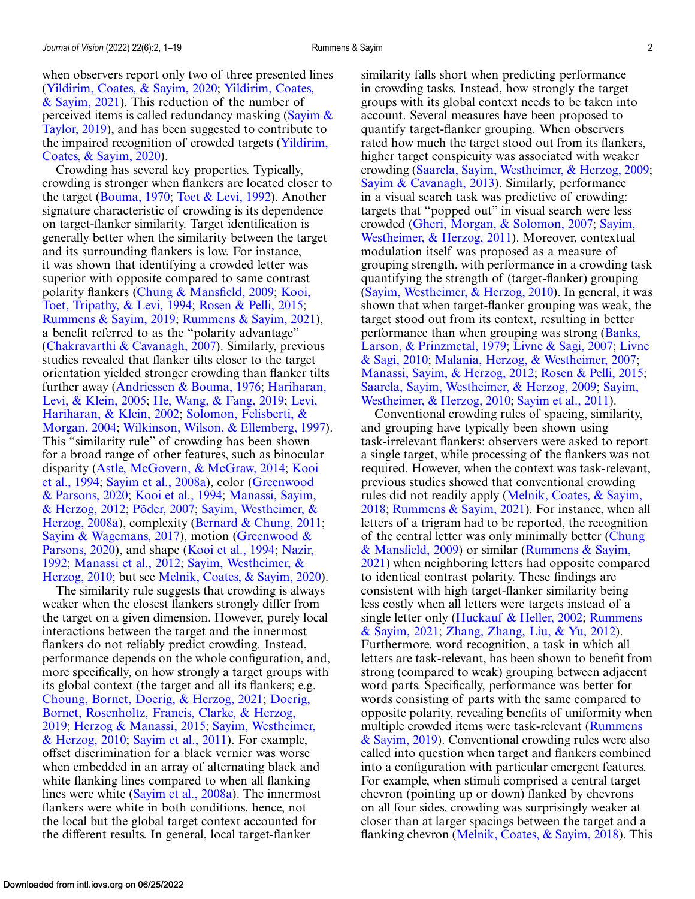when observers report only two of three presented lines (Yildirim, Coates, & Sayim, 2020; Yildirim, Coates, & Sayim, 2021). This reduction of the number of perceived items is called redundancy masking (Sayim & Taylor, 2019), and has been suggested to contribute to the impaired recognition of crowded targets (Yildirim, Coates, & Sayim, 2020).

Crowding has several key properties. Typically, crowding is stronger when flankers are located closer to the target (Bouma, 1970; Toet & Levi, 1992). Another signature characteristic of crowding is its dependence on target-flanker similarity. Target identification is generally better when the similarity between the target and its surrounding flankers is low. For instance, it was shown that identifying a crowded letter was superior with opposite compared to same contrast polarity flankers (Chung & Mansfield, 2009; Kooi, Toet, Tripathy, & Levi, 1994; Rosen & Pelli, 2015; Rummens & Sayim, 2019; Rummens & Sayim, 2021), a benefit referred to as the "polarity advantage" (Chakravarthi & Cavanagh, 2007). Similarly, previous studies revealed that flanker tilts closer to the target orientation yielded stronger crowding than flanker tilts further away (Andriessen & Bouma, 1976; Hariharan, Levi, & Klein, 2005; He, Wang, & Fang, 2019; Levi, Hariharan, & Klein, 2002; Solomon, Felisberti, & Morgan, 2004; Wilkinson, Wilson, & Ellemberg, 1997). This "similarity rule" of crowding has been shown for a broad range of other features, such as binocular disparity (Astle, McGovern, & McGraw, 2014; Kooi et al., 1994; Sayim et al., 2008a), color (Greenwood & Parsons, 2020; Kooi et al., 1994; Manassi, Sayim, & Herzog, 2012; Põder, 2007; Sayim, Westheimer, & Herzog, 2008a), complexity (Bernard & Chung, 2011; Sayim & Wagemans, 2017), motion (Greenwood & Parsons, 2020), and shape (Kooi et al., 1994; Nazir, 1992; Manassi et al., 2012; Sayim, Westheimer, & Herzog, 2010; but see Melnik, Coates, & Sayim, 2020).

The similarity rule suggests that crowding is always weaker when the closest flankers strongly differ from the target on a given dimension. However, purely local interactions between the target and the innermost flankers do not reliably predict crowding. Instead, performance depends on the whole configuration, and, more specifically, on how strongly a target groups with its global context (the target and all its flankers; e.g. Choung, Bornet, Doerig, & Herzog, 2021; Doerig, Bornet, Rosenholtz, Francis, Clarke, & Herzog, 2019; Herzog & Manassi, 2015; Sayim, Westheimer, & Herzog, 2010; Sayim et al., 2011). For example, offset discrimination for a black vernier was worse when embedded in an array of alternating black and white flanking lines compared to when all flanking lines were white (Sayim et al., 2008a). The innermost flankers were white in both conditions, hence, not the local but the global target context accounted for the different results. In general, local target-flanker similarity falls short when predicting performance in crowding tasks. Instead, how strongly the target groups with its global context needs to be taken into account. Several measures have been proposed to quantify target-flanker grouping. When observers rated how much the target stood out from its flankers, higher target conspicuity was associated with weaker crowding (Saarela, Sayim, Westheimer, & Herzog, 2009; Sayim & Cavanagh, 2013). Similarly, performance in a visual search task was predictive of crowding: targets that "popped out" in visual search were less crowded (Gheri, Morgan, & Solomon, 2007; Sayim, Westheimer, & Herzog, 2011). Moreover, contextual modulation itself was proposed as a measure of grouping strength, with performance in a crowding task quantifying the strength of (target-flanker) grouping (Sayim, Westheimer, & Herzog, 2010). In general, it was shown that when target-flanker grouping was weak, the target stood out from its context, resulting in better performance than when grouping was strong (Banks, Larson, & Prinzmetal, 1979; Livne & Sagi, 2007; Livne & Sagi, 2010; Malania, Herzog, & Westheimer, 2007; Manassi, Sayim, & Herzog, 2012; Rosen & Pelli, 2015; Saarela, Sayim, Westheimer, & Herzog, 2009; Sayim, Westheimer, & Herzog, 2010; Sayim et al., 2011).

Conventional crowding rules of spacing, similarity, and grouping have typically been shown using task-irrelevant flankers: observers were asked to report a single target, while processing of the flankers was not required. However, when the context was task-relevant, previous studies showed that conventional crowding rules did not readily apply (Melnik, Coates, & Sayim, 2018; Rummens & Sayim, 2021). For instance, when all letters of a trigram had to be reported, the recognition of the central letter was only minimally better (Chung & Mansfield, 2009) or similar (Rummens & Sayim, 2021) when neighboring letters had opposite compared to identical contrast polarity. These findings are consistent with high target-flanker similarity being less costly when all letters were targets instead of a single letter only (Huckauf & Heller, 2002; Rummens & Sayim, 2021; Zhang, Zhang, Liu, & Yu, 2012). Furthermore, word recognition, a task in which all letters are task-relevant, has been shown to benefit from strong (compared to weak) grouping between adjacent word parts. Specifically, performance was better for words consisting of parts with the same compared to opposite polarity, revealing benefits of uniformity when multiple crowded items were task-relevant (Rummens & Sayim, 2019). Conventional crowding rules were also called into question when target and flankers combined into a configuration with particular emergent features. For example, when stimuli comprised a central target chevron (pointing up or down) flanked by chevrons on all four sides, crowding was surprisingly weaker at closer than at larger spacings between the target and a flanking chevron (Melnik, Coates, & Sayim, 2018). This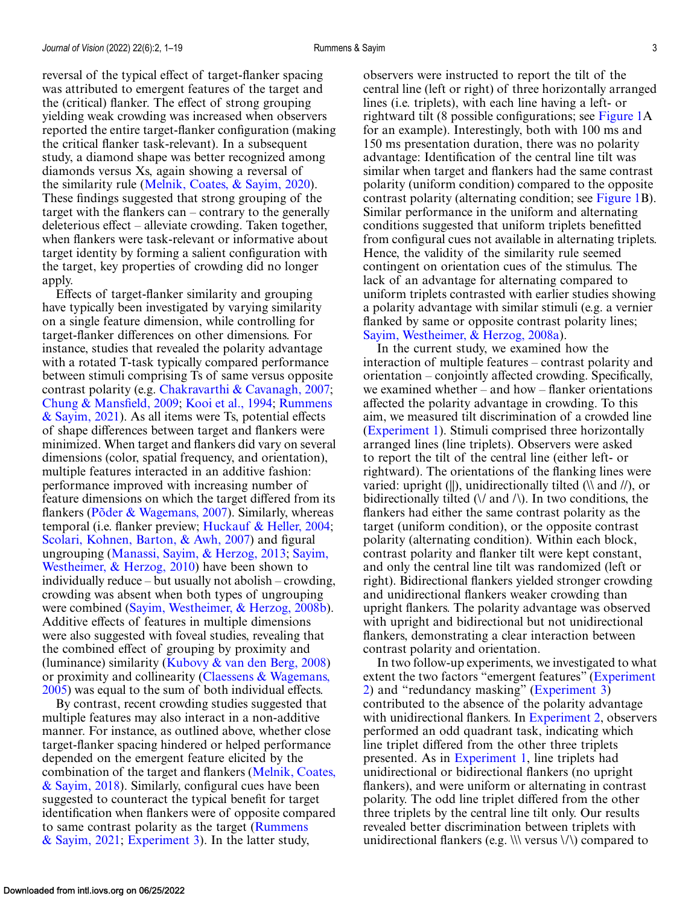reversal of the typical effect of target-flanker spacing was attributed to emergent features of the target and the (critical) flanker. The effect of strong grouping yielding weak crowding was increased when observers reported the entire target-flanker configuration (making the critical flanker task-relevant). In a subsequent study, a diamond shape was better recognized among diamonds versus Xs, again showing a reversal of the similarity rule (Melnik, Coates, & Sayim, 2020). These findings suggested that strong grouping of the target with the flankers can – contrary to the generally deleterious effect – alleviate crowding. Taken together, when flankers were task-relevant or informative about target identity by forming a salient configuration with the target, key properties of crowding did no longer apply.

Effects of target-flanker similarity and grouping have typically been investigated by varying similarity on a single feature dimension, while controlling for target-flanker differences on other dimensions. For instance, studies that revealed the polarity advantage with a rotated T-task typically compared performance between stimuli comprising Ts of same versus opposite contrast polarity (e.g. Chakravarthi & Cavanagh, 2007; Chung & Mansfield, 2009; Kooi et al., 1994; Rummens & Sayim, 2021). As all items were Ts, potential effects of shape differences between target and flankers were minimized. When target and flankers did vary on several dimensions (color, spatial frequency, and orientation), multiple features interacted in an additive fashion: performance improved with increasing number of feature dimensions on which the target differed from its flankers (Põder & Wagemans, 2007). Similarly, temporal (i.e. flanker preview; Huckauf & Heller, 2004; Scolari, Kohnen, Barton, & Awh, 2007) and figural ungrouping (Manassi, Sayim, & Herzog, 2013; Sayim, Westheimer, & Herzog, 2010) have been shown to individually reduce – but usually not abolish – crowding, whereas crowding was absent when both types of ungrouping were combined (Sayim, Westheimer, & Herzog, 2008b). Additive effects of features in multiple dimensions were also suggested with foveal studies, revealing that the combined effect of grouping by proximity and (luminance) similarity (Kubovy & van den Berg, 2008) or proximity and collinearity (Claessens & Wagemans, 2005) was equal to the sum of both individual effects.

By contrast, recent crowding studies suggested that multiple features may also interact in a non-additive manner. For instance, as outlined above, whether close target-flanker spacing hindered or helped performance depended on the emergent feature elicited by the combination of the target and flankers (Melnik, Coates, & Sayim, 2018). Similarly, configural cues have been suggested to counteract the typical benefit for target identification when flankers were of opposite contrast compared to same contrast polarity as the target (Rummens & Sayim, 2021; Experiment 3). In the latter study, observers were instructed to report the tilt of the central line (left or right) of three horizontally arranged lines (i.e. triplets), with each line having a left- or rightward tilt (8 possible configurations; see Figure 1A for an example). Interestingly, both with 100 ms and 150 ms presentation duration, there was no polarity advantage: Identification of the central line tilt was similar when target and flankers had the same contrast polarity (uniform condition) compared to the opposite contrast polarity (alternating condition; see Figure 1B). Similar performance in the uniform and alternating conditions suggested that uniform triplets benefitted from configural cues not available in alternating triplets. Hence, the validity of the similarity rule seemed contingent on orientation cues of the stimulus. The lack of an advantage for alternating compared to uniform triplets contrasted with earlier studies showing a polarity advantage with similar stimuli (e.g. a vernier flanked by same or opposite contrast polarity lines; Sayim, Westheimer, & Herzog, 2008a).

In the current study, we examined how the interaction of multiple features – contrast polarity and orientation – conjointly affected crowding. Specifically, we examined whether – and how – flanker orientations affected the polarity advantage in crowding. To this aim, we measured tilt discrimination of a crowded line (Experiment 1). Stimuli comprised three horizontally arranged lines (line triplets). Observers were asked to report the tilt of the central line (either left- or rightward). The orientations of the flanking lines were varied: upright (||), unidirectionally tilted (\\ and //), or bidirectionally tilted (\/ and /\). In two conditions, the flankers had either the same contrast polarity as the target (uniform condition), or the opposite contrast polarity (alternating condition). Within each block, contrast polarity and flanker tilt were kept constant, and only the central line tilt was randomized (left or right). Bidirectional flankers yielded stronger crowding and unidirectional flankers weaker crowding than upright flankers. The polarity advantage was observed with upright and bidirectional but not unidirectional flankers, demonstrating a clear interaction between contrast polarity and orientation.

In two follow-up experiments, we investigated to what extent the two factors "emergent features" (Experiment 2) and "redundancy masking" (Experiment 3) contributed to the absence of the polarity advantage with unidirectional flankers. In Experiment 2, observers performed an odd quadrant task, indicating which line triplet differed from the other three triplets presented. As in Experiment 1, line triplets had unidirectional or bidirectional flankers (no upright flankers), and were uniform or alternating in contrast polarity. The odd line triplet differed from the other three triplets by the central line tilt only. Our results revealed better discrimination between triplets with unidirectional flankers (e.g. \\\ versus \/\) compared to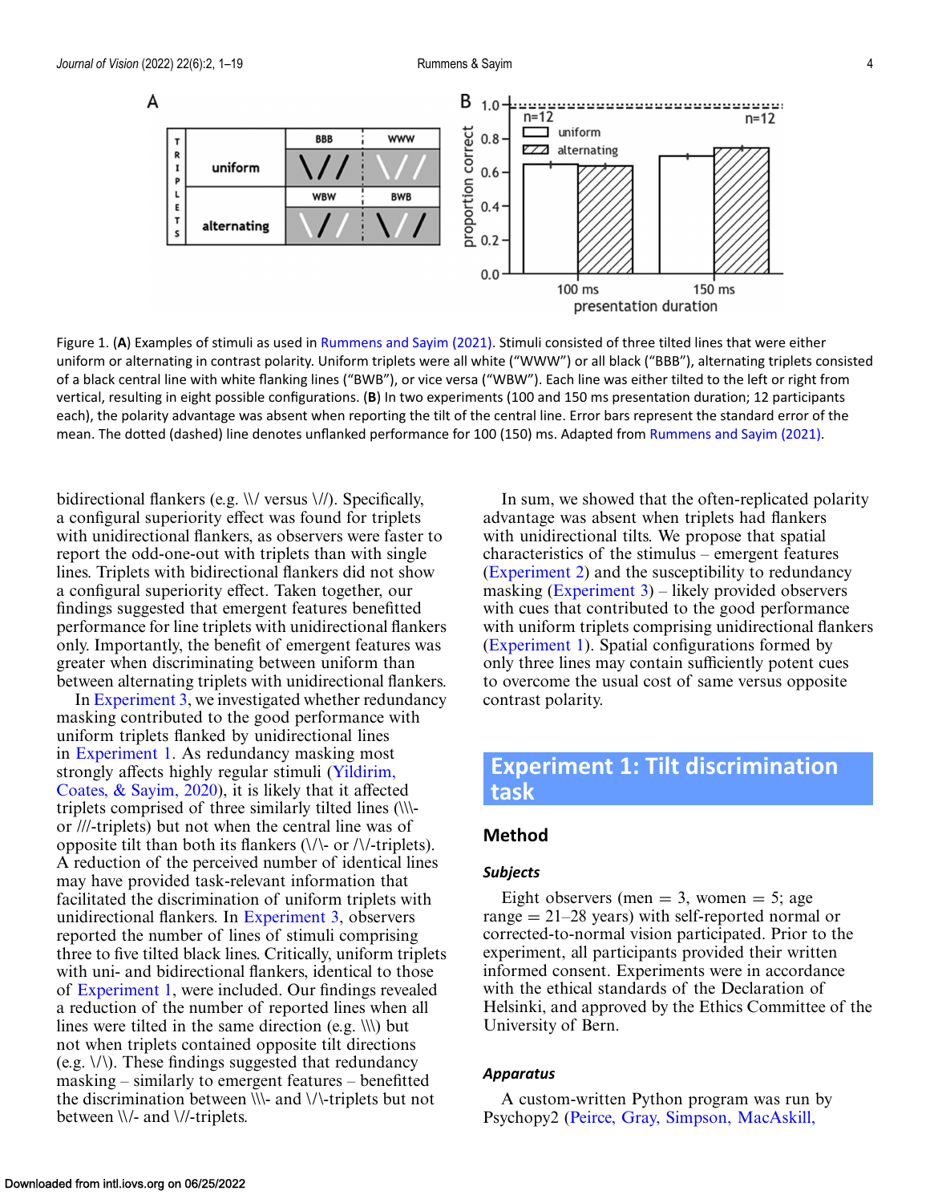Figure 1. (**A**) Examples of stimuli as used in Rummens and Sayim (2021). Stimuli consisted of three tilted lines that were either uniform or alternating in contrast polarity. Uniform triplets were all white ("WWW") or all black ("BBB"), alternating triplets consisted of a black central line with white flanking lines ("BWB"), or vice versa ("WBW"). Each line was either tilted to the left or right from vertical, resulting in eight possible configurations. (**B**) In two experiments (100 and 150 ms presentation duration; 12 participants each), the polarity advantage was absent when reporting the tilt of the central line. Error bars represent the standard error of the mean. The dotted (dashed) line denotes unflanked performance for 100 (150) ms. Adapted from Rummens and Sayim (2021).

bidirectional flankers (e.g. \\/ versus \//). Specifically, a configural superiority effect was found for triplets with unidirectional flankers, as observers were faster to report the odd-one-out with triplets than with single lines. Triplets with bidirectional flankers did not show a configural superiority effect. Taken together, our findings suggested that emergent features benefitted performance for line triplets with unidirectional flankers only. Importantly, the benefit of emergent features was greater when discriminating between uniform than between alternating triplets with unidirectional flankers.

In Experiment 3, we investigated whether redundancy masking contributed to the good performance with uniform triplets flanked by unidirectional lines in Experiment 1. As redundancy masking most strongly affects highly regular stimuli (Yildirim, Coates, & Sayim, 2020), it is likely that it affected triplets comprised of three similarly tilted lines (\\\- or ///-triplets) but not when the central line was of opposite tilt than both its flankers (\/\- or /\/-triplets). A reduction of the perceived number of identical lines may have provided task-relevant information that facilitated the discrimination of uniform triplets with unidirectional flankers. In Experiment 3, observers reported the number of lines of stimuli comprising three to five tilted black lines. Critically, uniform triplets with uni- and bidirectional flankers, identical to those of Experiment 1, were included. Our findings revealed a reduction of the number of reported lines when all lines were tilted in the same direction (e.g. \\\) but not when triplets contained opposite tilt directions (e.g. \/\). These findings suggested that redundancy masking – similarly to emergent features – benefitted the discrimination between \\\- and \/\-triplets but not between \\/- and \//-triplets.

In sum, we showed that the often-replicated polarity advantage was absent when triplets had flankers with unidirectional tilts. We propose that spatial characteristics of the stimulus – emergent features (Experiment 2) and the susceptibility to redundancy masking (Experiment 3) – likely provided observers with cues that contributed to the good performance with uniform triplets comprising unidirectional flankers (Experiment 1). Spatial configurations formed by only three lines may contain sufficiently potent cues to overcome the usual cost of same versus opposite contrast polarity.

## Experiment 1: Tilt discrimination task

### Method

#### *Subjects*

Eight observers (men = 3, women = 5; age range = 21–28 years) with self-reported normal or corrected-to-normal vision participated. Prior to the experiment, all participants provided their written informed consent. Experiments were in accordance with the ethical standards of the Declaration of Helsinki, and approved by the Ethics Committee of the University of Bern.

#### *Apparatus*

A custom-written Python program was run by Psychopy2 (Peirce, Gray, Simpson, MacAskill,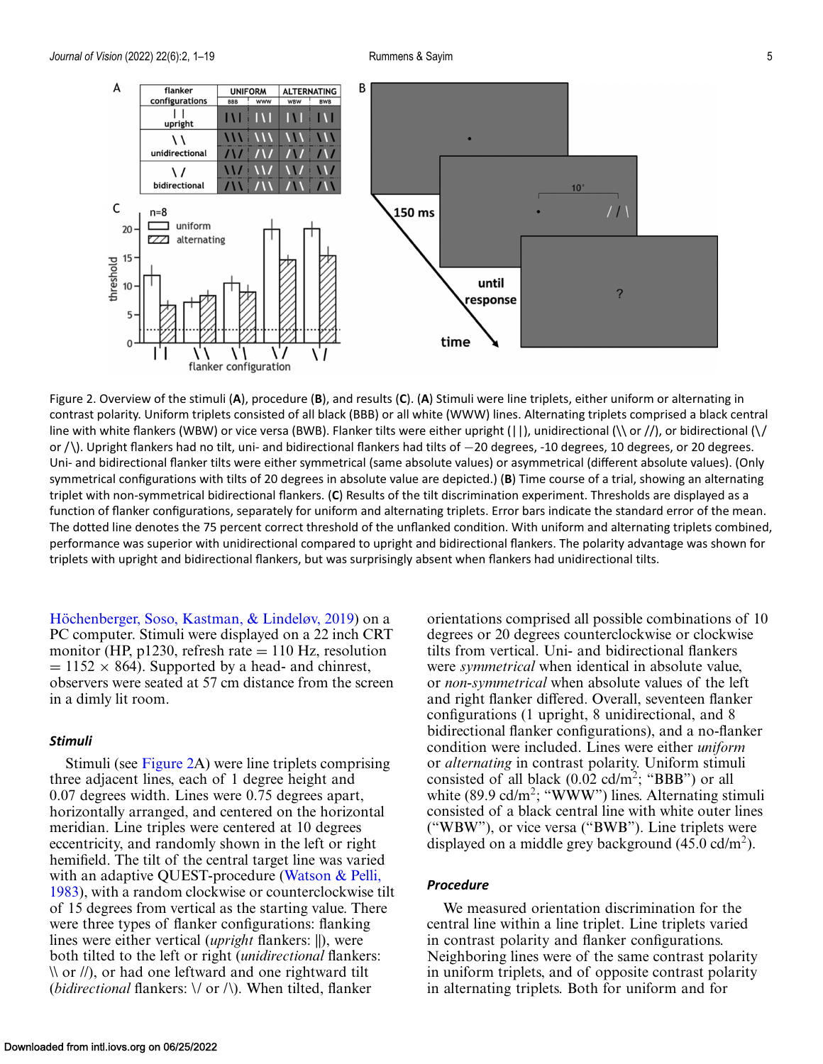Figure 2. Overview of the stimuli (**A**), procedure (**B**), and results (**C**). (**A**) Stimuli were line triplets, either uniform or alternating in contrast polarity. Uniform triplets consisted of all black (BBB) or all white (WWW) lines. Alternating triplets comprised a black central line with white flankers (WBW) or vice versa (BWB). Flanker tilts were either upright (| |), unidirectional (\\ or //), or bidirectional (\/ or /\). Upright flankers had no tilt, uni- and bidirectional flankers had tilts of −20 degrees, -10 degrees, 10 degrees, or 20 degrees. Uni- and bidirectional flanker tilts were either symmetrical (same absolute values) or asymmetrical (different absolute values). (Only symmetrical configurations with tilts of 20 degrees in absolute value are depicted.) (**B**) Time course of a trial, showing an alternating triplet with non-symmetrical bidirectional flankers. (**C**) Results of the tilt discrimination experiment. Thresholds are displayed as a function of flanker configurations, separately for uniform and alternating triplets. Error bars indicate the standard error of the mean. The dotted line denotes the 75 percent correct threshold of the unflanked condition. With uniform and alternating triplets combined, performance was superior with unidirectional compared to upright and bidirectional flankers. The polarity advantage was shown for triplets with upright and bidirectional flankers, but was surprisingly absent when flankers had unidirectional tilts.

Höchenberger, Soso, Kastman, & Lindeløv, 2019) on a PC computer. Stimuli were displayed on a 22 inch CRT monitor (HP, p1230, refresh rate = 110 Hz, resolution = 1152 × 864). Supported by a head- and chinrest, observers were seated at 57 cm distance from the screen in a dimly lit room.

### *Stimuli*

Stimuli (see Figure 2A) were line triplets comprising three adjacent lines, each of 1 degree height and 0.07 degrees width. Lines were 0.75 degrees apart, horizontally arranged, and centered on the horizontal meridian. Line triples were centered at 10 degrees eccentricity, and randomly shown in the left or right hemifield. The tilt of the central target line was varied with an adaptive QUEST-procedure (Watson & Pelli, 1983), with a random clockwise or counterclockwise tilt of 15 degrees from vertical as the starting value. There were three types of flanker configurations: flanking lines were either vertical (*upright* flankers: ||), were both tilted to the left or right (*unidirectional* flankers: \\ or //), or had one leftward and one rightward tilt (*bidirectional* flankers: \/ or /\). When tilted, flanker orientations comprised all possible combinations of 10 degrees or 20 degrees counterclockwise or clockwise tilts from vertical. Uni- and bidirectional flankers were *symmetrical* when identical in absolute value, or *non-symmetrical* when absolute values of the left and right flanker differed. Overall, seventeen flanker configurations (1 upright, 8 unidirectional, and 8 bidirectional flanker configurations), and a no-flanker condition were included. Lines were either *uniform* or *alternating* in contrast polarity. Uniform stimuli consisted of all black (0.02 cd/m$^2$; "BBB") or all white (89.9 cd/m$^2$; "WWW") lines. Alternating stimuli consisted of a black central line with white outer lines ("WBW"), or vice versa ("BWB"). Line triplets were displayed on a middle grey background (45.0 cd/m$^2$).

### *Procedure*

We measured orientation discrimination for the central line within a line triplet. Line triplets varied in contrast polarity and flanker configurations. Neighboring lines were of the same contrast polarity in uniform triplets, and of opposite contrast polarity in alternating triplets. Both for uniform and for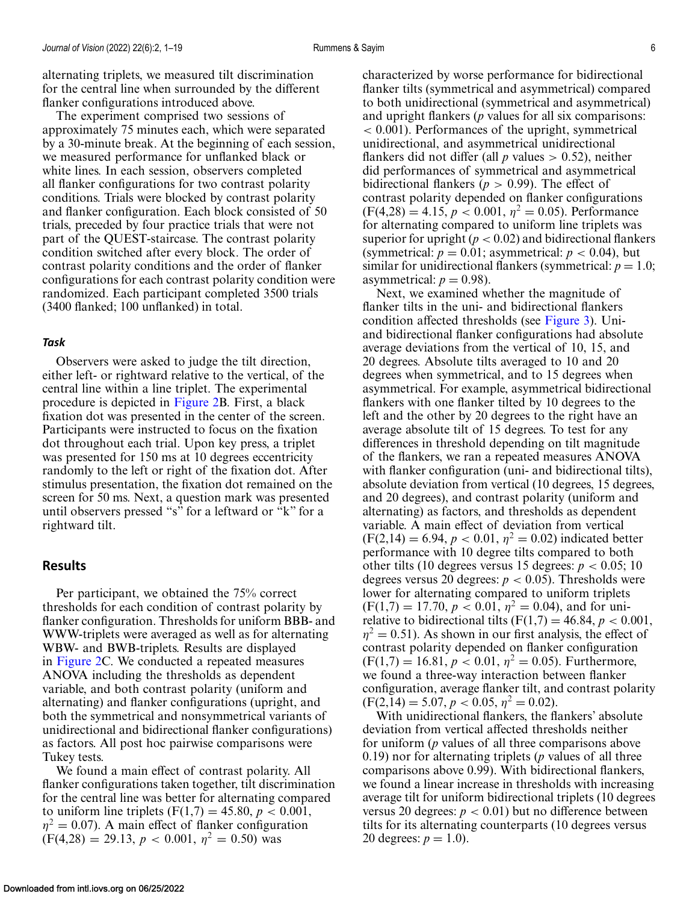alternating triplets, we measured tilt discrimination for the central line when surrounded by the different flanker configurations introduced above.

The experiment comprised two sessions of approximately 75 minutes each, which were separated by a 30-minute break. At the beginning of each session, we measured performance for unflanked black or white lines. In each session, observers completed all flanker configurations for two contrast polarity conditions. Trials were blocked by contrast polarity and flanker configuration. Each block consisted of 50 trials, preceded by four practice trials that were not part of the QUEST-staircase. The contrast polarity condition switched after every block. The order of contrast polarity conditions and the order of flanker configurations for each contrast polarity condition were randomized. Each participant completed 3500 trials (3400 flanked; 100 unflanked) in total.

### *Task*

Observers were asked to judge the tilt direction, either left- or rightward relative to the vertical, of the central line within a line triplet. The experimental procedure is depicted in Figure 2B. First, a black fixation dot was presented in the center of the screen. Participants were instructed to focus on the fixation dot throughout each trial. Upon key press, a triplet was presented for 150 ms at 10 degrees eccentricity randomly to the left or right of the fixation dot. After stimulus presentation, the fixation dot remained on the screen for 50 ms. Next, a question mark was presented until observers pressed "s" for a leftward or "k" for a rightward tilt.

## Results

Per participant, we obtained the 75% correct thresholds for each condition of contrast polarity by flanker configuration. Thresholds for uniform BBB- and WWW-triplets were averaged as well as for alternating WBW- and BWB-triplets. Results are displayed in Figure 2C. We conducted a repeated measures ANOVA including the thresholds as dependent variable, and both contrast polarity (uniform and alternating) and flanker configurations (upright, and both the symmetrical and nonsymmetrical variants of unidirectional and bidirectional flanker configurations) as factors. All post hoc pairwise comparisons were Tukey tests.

We found a main effect of contrast polarity. All flanker configurations taken together, tilt discrimination for the central line was better for alternating compared to uniform line triplets ($F(1,7) = 45.80$, $p < 0.001$, $\eta^2 = 0.07$). A main effect of flanker configuration ($F(4,28) = 29.13$, $p < 0.001$, $\eta^2 = 0.50$) was characterized by worse performance for bidirectional flanker tilts (symmetrical and asymmetrical) compared to both unidirectional (symmetrical and asymmetrical) and upright flankers ($p$ values for all six comparisons: $< 0.001$). Performances of the upright, symmetrical unidirectional, and asymmetrical unidirectional flankers did not differ (all $p$ values $> 0.52$), neither did performances of symmetrical and asymmetrical bidirectional flankers ($p > 0.99$). The effect of contrast polarity depended on flanker configurations ($F(4,28) = 4.15$, $p < 0.001$, $\eta^2 = 0.05$). Performance for alternating compared to uniform line triplets was superior for upright ($p < 0.02$) and bidirectional flankers (symmetrical: $p = 0.01$; asymmetrical: $p < 0.04$), but similar for unidirectional flankers (symmetrical: $p = 1.0$; asymmetrical: $p = 0.98$).

Next, we examined whether the magnitude of flanker tilts in the uni- and bidirectional flankers condition affected thresholds (see Figure 3). Uni- and bidirectional flanker configurations had absolute average deviations from the vertical of 10, 15, and 20 degrees. Absolute tilts averaged to 10 and 20 degrees when symmetrical, and to 15 degrees when asymmetrical. For example, asymmetrical bidirectional flankers with one flanker tilted by 10 degrees to the left and the other by 20 degrees to the right have an average absolute tilt of 15 degrees. To test for any differences in threshold depending on tilt magnitude of the flankers, we ran a repeated measures ANOVA with flanker configuration (uni- and bidirectional tilts), absolute deviation from vertical (10 degrees, 15 degrees, and 20 degrees), and contrast polarity (uniform and alternating) as factors, and thresholds as dependent variable. A main effect of deviation from vertical ($F(2,14) = 6.94$, $p < 0.01$, $\eta^2 = 0.02$) indicated better performance with 10 degree tilts compared to both other tilts (10 degrees versus 15 degrees: $p < 0.05$; 10 degrees versus 20 degrees: $p < 0.05$). Thresholds were lower for alternating compared to uniform triplets ($F(1,7) = 17.70$, $p < 0.01$, $\eta^2 = 0.04$), and for uni- relative to bidirectional tilts ($F(1,7) = 46.84$, $p < 0.001$, $\eta^2 = 0.51$). As shown in our first analysis, the effect of contrast polarity depended on flanker configuration ($F(1,7) = 16.81$, $p < 0.01$, $\eta^2 = 0.05$). Furthermore, we found a three-way interaction between flanker configuration, average flanker tilt, and contrast polarity ($F(2,14) = 5.07$, $p < 0.05$, $\eta^2 = 0.02$).

With unidirectional flankers, the flankers' absolute deviation from vertical affected thresholds neither for uniform ($p$ values of all three comparisons above 0.19) nor for alternating triplets ($p$ values of all three comparisons above 0.99). With bidirectional flankers, we found a linear increase in thresholds with increasing average tilt for uniform bidirectional triplets (10 degrees versus 20 degrees: $p < 0.01$) but no difference between tilts for its alternating counterparts (10 degrees versus 20 degrees: $p = 1.0$).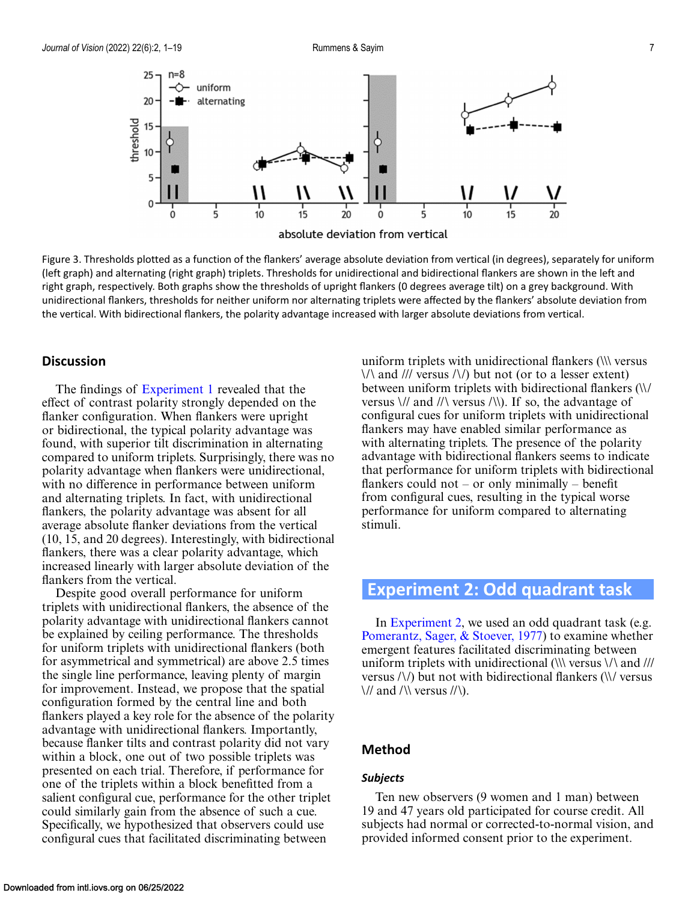Figure 3. Thresholds plotted as a function of the flankers' average absolute deviation from vertical (in degrees), separately for uniform (left graph) and alternating (right graph) triplets. Thresholds for unidirectional and bidirectional flankers are shown in the left and right graph, respectively. Both graphs show the thresholds of upright flankers (0 degrees average tilt) on a grey background. With unidirectional flankers, thresholds for neither uniform nor alternating triplets were affected by the flankers' absolute deviation from the vertical. With bidirectional flankers, the polarity advantage increased with larger absolute deviations from vertical.

## Discussion

The findings of Experiment 1 revealed that the effect of contrast polarity strongly depended on the flanker configuration. When flankers were upright or bidirectional, the typical polarity advantage was found, with superior tilt discrimination in alternating compared to uniform triplets. Surprisingly, there was no polarity advantage when flankers were unidirectional, with no difference in performance between uniform and alternating triplets. In fact, with unidirectional flankers, the polarity advantage was absent for all average absolute flanker deviations from the vertical (10, 15, and 20 degrees). Interestingly, with bidirectional flankers, there was a clear polarity advantage, which increased linearly with larger absolute deviation of the flankers from the vertical.

Despite good overall performance for uniform triplets with unidirectional flankers, the absence of the polarity advantage with unidirectional flankers cannot be explained by ceiling performance. The thresholds for uniform triplets with unidirectional flankers (both for asymmetrical and symmetrical) are above 2.5 times the single line performance, leaving plenty of margin for improvement. Instead, we propose that the spatial configuration formed by the central line and both flankers played a key role for the absence of the polarity advantage with unidirectional flankers. Importantly, because flanker tilts and contrast polarity did not vary within a block, one out of two possible triplets was presented on each trial. Therefore, if performance for one of the triplets within a block benefitted from a salient configural cue, performance for the other triplet could similarly gain from the absence of such a cue. Specifically, we hypothesized that observers could use configural cues that facilitated discriminating between uniform triplets with unidirectional flankers (\\\ versus \/\ and /// versus /\/) but not (or to a lesser extent) between uniform triplets with bidirectional flankers (\\/ versus \// and //\ versus /\\). If so, the advantage of configural cues for uniform triplets with unidirectional flankers may have enabled similar performance as with alternating triplets. The presence of the polarity advantage with bidirectional flankers seems to indicate that performance for uniform triplets with bidirectional flankers could not – or only minimally – benefit from configural cues, resulting in the typical worse performance for uniform compared to alternating stimuli.

# Experiment 2: Odd quadrant task

In Experiment 2, we used an odd quadrant task (e.g. Pomerantz, Sager, & Stoever, 1977) to examine whether emergent features facilitated discriminating between uniform triplets with unidirectional (\\\ versus \/\ and /// versus /\/) but not with bidirectional flankers (\\/ versus \// and //\ versus //\).

## Method

### Subjects

Ten new observers (9 women and 1 man) between 19 and 47 years old participated for course credit. All subjects had normal or corrected-to-normal vision, and provided informed consent prior to the experiment.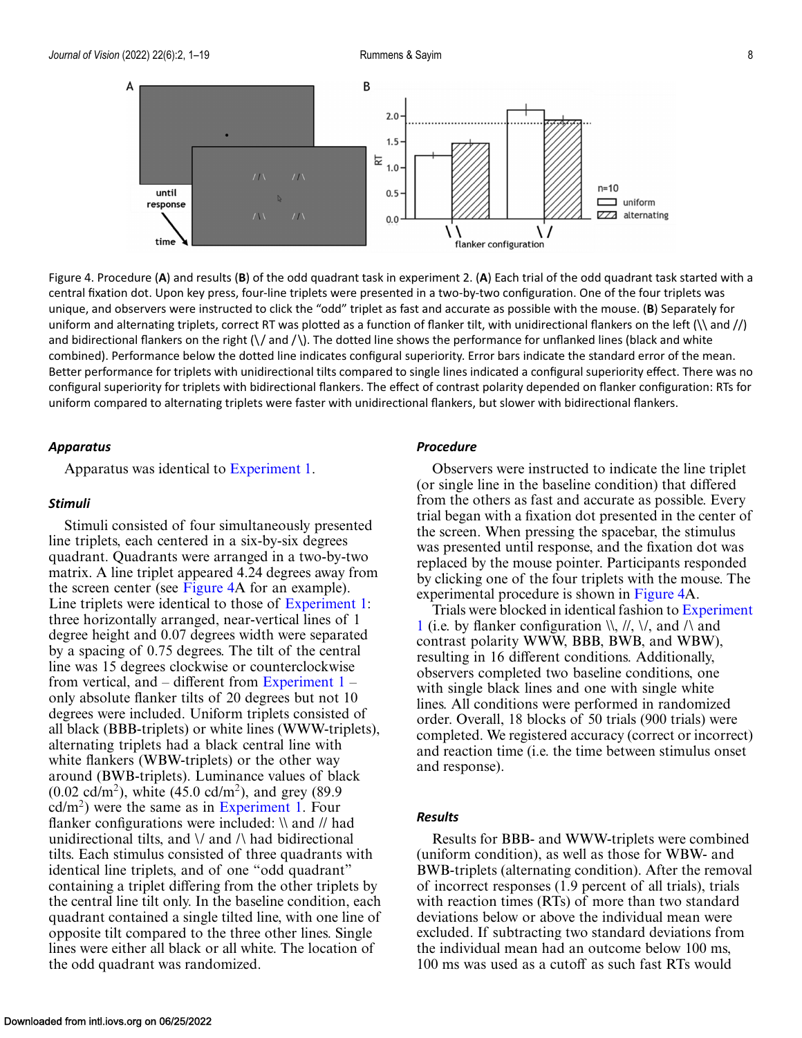Figure 4. Procedure (**A**) and results (**B**) of the odd quadrant task in experiment 2. (**A**) Each trial of the odd quadrant task started with a central fixation dot. Upon key press, four-line triplets were presented in a two-by-two configuration. One of the four triplets was unique, and observers were instructed to click the "odd" triplet as fast and accurate as possible with the mouse. (**B**) Separately for uniform and alternating triplets, correct RT was plotted as a function of flanker tilt, with unidirectional flankers on the left (\\ and //) and bidirectional flankers on the right (\/ and /\). The dotted line shows the performance for unflanked lines (black and white combined). Performance below the dotted line indicates configural superiority. Error bars indicate the standard error of the mean. Better performance for triplets with unidirectional tilts compared to single lines indicated a configural superiority effect. There was no configural superiority for triplets with bidirectional flankers. The effect of contrast polarity depended on flanker configuration: RTs for uniform compared to alternating triplets were faster with unidirectional flankers, but slower with bidirectional flankers.

### *Apparatus*

Apparatus was identical to Experiment 1.

### *Stimuli*

Stimuli consisted of four simultaneously presented line triplets, each centered in a six-by-six degrees quadrant. Quadrants were arranged in a two-by-two matrix. A line triplet appeared 4.24 degrees away from the screen center (see Figure 4A for an example). Line triplets were identical to those of Experiment 1: three horizontally arranged, near-vertical lines of 1 degree height and 0.07 degrees width were separated by a spacing of 0.75 degrees. The tilt of the central line was 15 degrees clockwise or counterclockwise from vertical, and – different from Experiment 1 – only absolute flanker tilts of 20 degrees but not 10 degrees were included. Uniform triplets consisted of all black (BBB-triplets) or white lines (WWW-triplets), alternating triplets had a black central line with white flankers (WBW-triplets) or the other way around (BWB-triplets). Luminance values of black (0.02 cd/m$^2$), white (45.0 cd/m$^2$), and grey (89.9 cd/m$^2$) were the same as in Experiment 1. Four flanker configurations were included: \\ and // had unidirectional tilts, and \/ and /\ had bidirectional tilts. Each stimulus consisted of three quadrants with identical line triplets, and of one "odd quadrant" containing a triplet differing from the other triplets by the central line tilt only. In the baseline condition, each quadrant contained a single tilted line, with one line of opposite tilt compared to the three other lines. Single lines were either all black or all white. The location of the odd quadrant was randomized.

### *Procedure*

Observers were instructed to indicate the line triplet (or single line in the baseline condition) that differed from the others as fast and accurate as possible. Every trial began with a fixation dot presented in the center of the screen. When pressing the spacebar, the stimulus was presented until response, and the fixation dot was replaced by the mouse pointer. Participants responded by clicking one of the four triplets with the mouse. The experimental procedure is shown in Figure 4A.

Trials were blocked in identical fashion to Experiment 1 (i.e. by flanker configuration \\, //, \/, and /\ and contrast polarity WWW, BBB, BWB, and WBW), resulting in 16 different conditions. Additionally, observers completed two baseline conditions, one with single black lines and one with single white lines. All conditions were performed in randomized order. Overall, 18 blocks of 50 trials (900 trials) were completed. We registered accuracy (correct or incorrect) and reaction time (i.e. the time between stimulus onset and response).

### *Results*

Results for BBB- and WWW-triplets were combined (uniform condition), as well as those for WBW- and BWB-triplets (alternating condition). After the removal of incorrect responses (1.9 percent of all trials), trials with reaction times (RTs) of more than two standard deviations below or above the individual mean were excluded. If subtracting two standard deviations from the individual mean had an outcome below 100 ms, 100 ms was used as a cutoff as such fast RTs would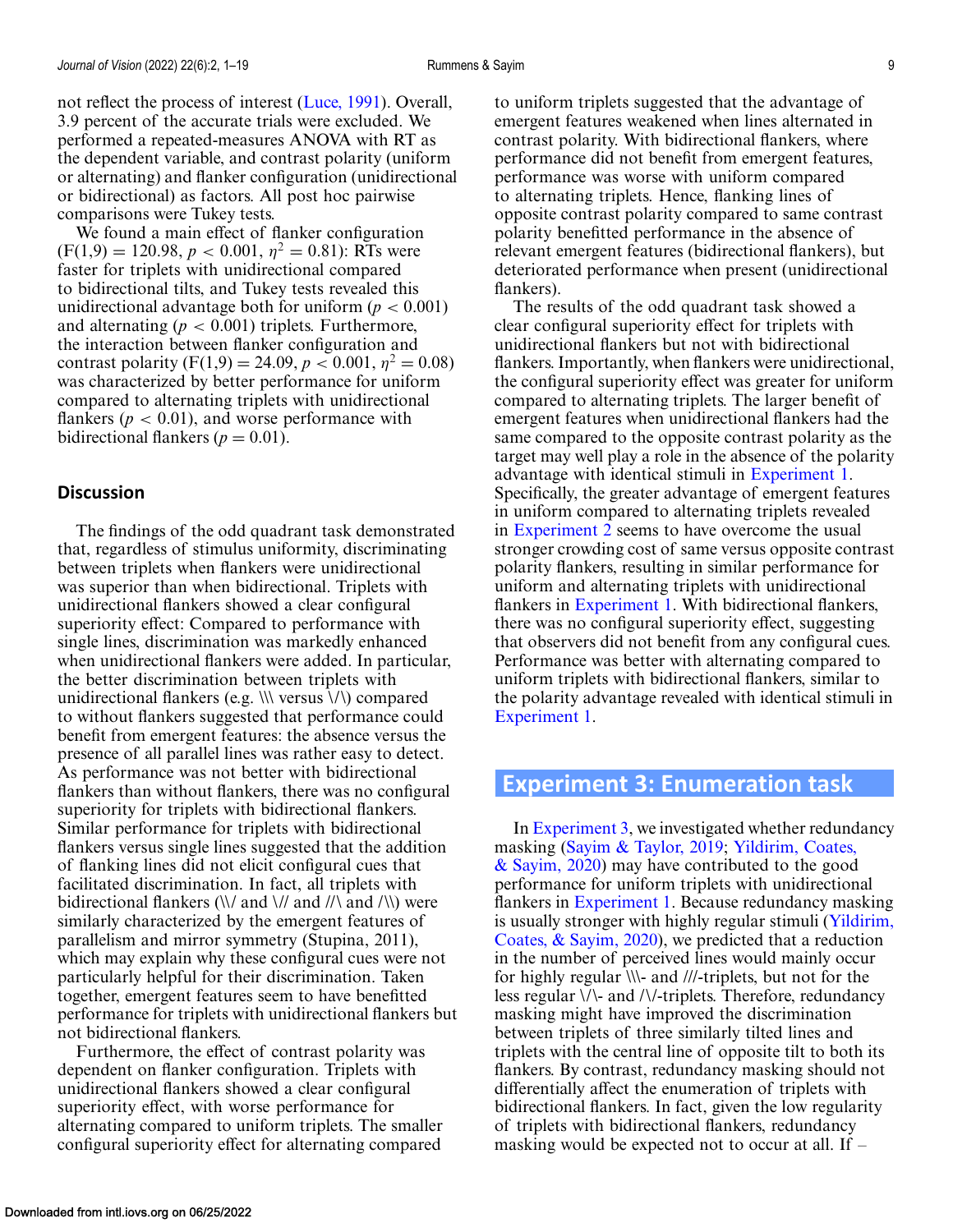not reflect the process of interest (Luce, 1991). Overall, 3.9 percent of the accurate trials were excluded. We performed a repeated-measures ANOVA with RT as the dependent variable, and contrast polarity (uniform or alternating) and flanker configuration (unidirectional or bidirectional) as factors. All post hoc pairwise comparisons were Tukey tests.

We found a main effect of flanker configuration ($F(1,9) = 120.98$, $p < 0.001$, $\eta^2 = 0.81$): RTs were faster for triplets with unidirectional compared to bidirectional tilts, and Tukey tests revealed this unidirectional advantage both for uniform ($p < 0.001$) and alternating ($p < 0.001$) triplets. Furthermore, the interaction between flanker configuration and contrast polarity ($F(1,9) = 24.09$, $p < 0.001$, $\eta^2 = 0.08$) was characterized by better performance for uniform compared to alternating triplets with unidirectional flankers ($p < 0.01$), and worse performance with bidirectional flankers ($p = 0.01$).

### Discussion

The findings of the odd quadrant task demonstrated that, regardless of stimulus uniformity, discriminating between triplets when flankers were unidirectional was superior than when bidirectional. Triplets with unidirectional flankers showed a clear configural superiority effect: Compared to performance with single lines, discrimination was markedly enhanced when unidirectional flankers were added. In particular, the better discrimination between triplets with unidirectional flankers (e.g. \\\ versus \/\) compared to without flankers suggested that performance could benefit from emergent features: the absence versus the presence of all parallel lines was rather easy to detect. As performance was not better with bidirectional flankers than without flankers, there was no configural superiority for triplets with bidirectional flankers. Similar performance for triplets with bidirectional flankers versus single lines suggested that the addition of flanking lines did not elicit configural cues that facilitated discrimination. In fact, all triplets with bidirectional flankers (\\/ and \// and //\ and /\\) were similarly characterized by the emergent features of parallelism and mirror symmetry (Stupina, 2011), which may explain why these configural cues were not particularly helpful for their discrimination. Taken together, emergent features seem to have benefitted performance for triplets with unidirectional flankers but not bidirectional flankers.

Furthermore, the effect of contrast polarity was dependent on flanker configuration. Triplets with unidirectional flankers showed a clear configural superiority effect, with worse performance for alternating compared to uniform triplets. The smaller configural superiority effect for alternating compared to uniform triplets suggested that the advantage of emergent features weakened when lines alternated in contrast polarity. With bidirectional flankers, where performance did not benefit from emergent features, performance was worse with uniform compared to alternating triplets. Hence, flanking lines of opposite contrast polarity compared to same contrast polarity benefitted performance in the absence of relevant emergent features (bidirectional flankers), but deteriorated performance when present (unidirectional flankers).

The results of the odd quadrant task showed a clear configural superiority effect for triplets with unidirectional flankers but not with bidirectional flankers. Importantly, when flankers were unidirectional, the configural superiority effect was greater for uniform compared to alternating triplets. The larger benefit of emergent features when unidirectional flankers had the same compared to the opposite contrast polarity as the target may well play a role in the absence of the polarity advantage with identical stimuli in Experiment 1. Specifically, the greater advantage of emergent features in uniform compared to alternating triplets revealed in Experiment 2 seems to have overcome the usual stronger crowding cost of same versus opposite contrast polarity flankers, resulting in similar performance for uniform and alternating triplets with unidirectional flankers in Experiment 1. With bidirectional flankers, there was no configural superiority effect, suggesting that observers did not benefit from any configural cues. Performance was better with alternating compared to uniform triplets with bidirectional flankers, similar to the polarity advantage revealed with identical stimuli in Experiment 1.

## Experiment 3: Enumeration task

In Experiment 3, we investigated whether redundancy masking (Sayim & Taylor, 2019; Yildirim, Coates, & Sayim, 2020) may have contributed to the good performance for uniform triplets with unidirectional flankers in Experiment 1. Because redundancy masking is usually stronger with highly regular stimuli (Yildirim, Coates, & Sayim, 2020), we predicted that a reduction in the number of perceived lines would mainly occur for highly regular \\\- and ///-triplets, but not for the less regular \/\- and /\/-triplets. Therefore, redundancy masking might have improved the discrimination between triplets of three similarly tilted lines and triplets with the central line of opposite tilt to both its flankers. By contrast, redundancy masking should not differentially affect the enumeration of triplets with bidirectional flankers. In fact, given the low regularity of triplets with bidirectional flankers, redundancy masking would be expected not to occur at all. If –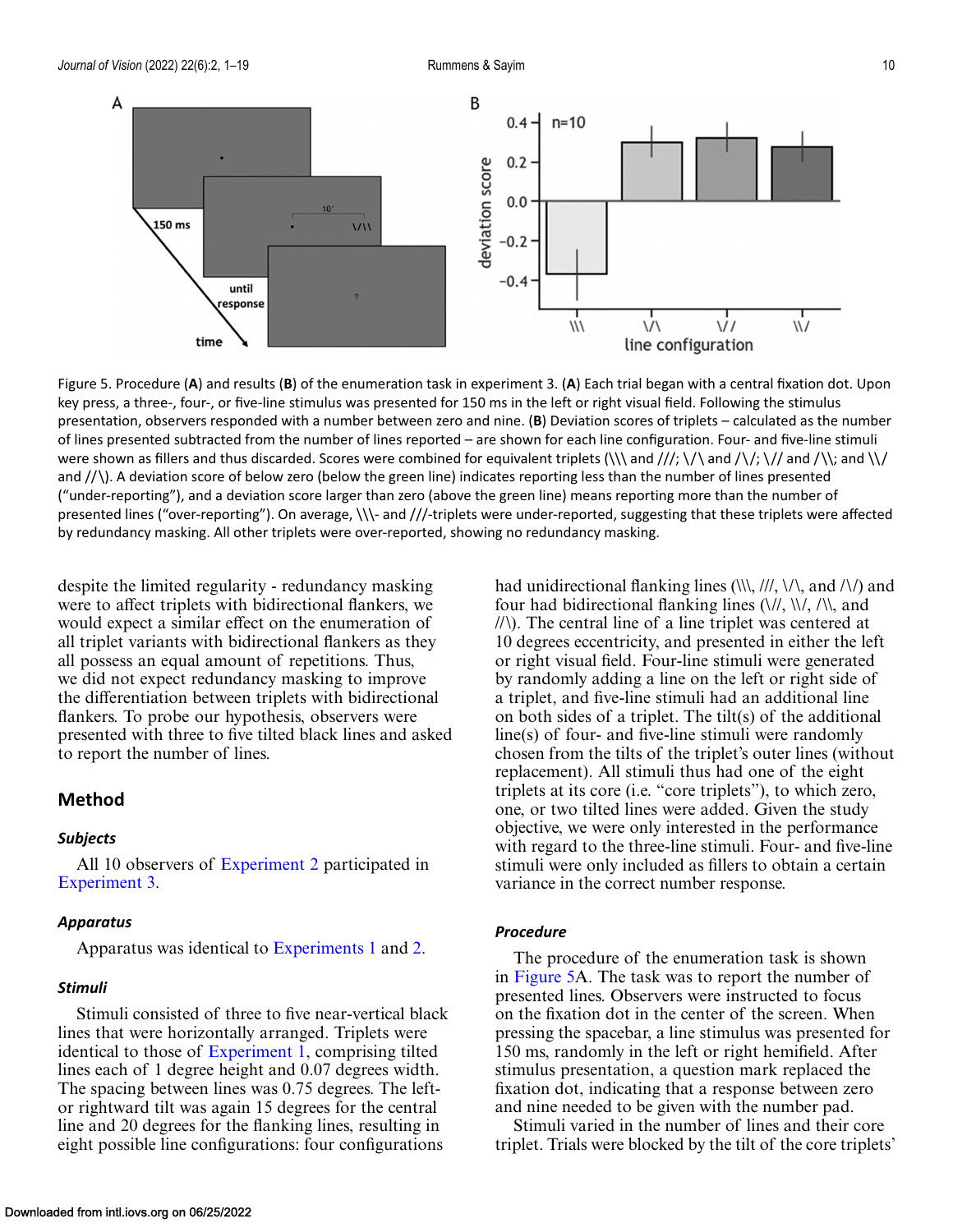Figure 5. Procedure (**A**) and results (**B**) of the enumeration task in experiment 3. (**A**) Each trial began with a central fixation dot. Upon key press, a three-, four-, or five-line stimulus was presented for 150 ms in the left or right visual field. Following the stimulus presentation, observers responded with a number between zero and nine. (**B**) Deviation scores of triplets – calculated as the number of lines presented subtracted from the number of lines reported – are shown for each line configuration. Four- and five-line stimuli were shown as fillers and thus discarded. Scores were combined for equivalent triplets (\\\ and ///; \/\ and /\/; \// and /\\; and \\/ and //\). A deviation score of below zero (below the green line) indicates reporting less than the number of lines presented ("under-reporting"), and a deviation score larger than zero (above the green line) means reporting more than the number of presented lines ("over-reporting"). On average, \\\- and ///-triplets were under-reported, suggesting that these triplets were affected by redundancy masking. All other triplets were over-reported, showing no redundancy masking.

despite the limited regularity - redundancy masking were to affect triplets with bidirectional flankers, we would expect a similar effect on the enumeration of all triplet variants with bidirectional flankers as they all possess an equal amount of repetitions. Thus, we did not expect redundancy masking to improve the differentiation between triplets with bidirectional flankers. To probe our hypothesis, observers were presented with three to five tilted black lines and asked to report the number of lines.

## Method

### *Subjects*

All 10 observers of Experiment 2 participated in Experiment 3.

### *Apparatus*

Apparatus was identical to Experiments 1 and 2.

### *Stimuli*

Stimuli consisted of three to five near-vertical black lines that were horizontally arranged. Triplets were identical to those of Experiment 1, comprising tilted lines each of 1 degree height and 0.07 degrees width. The spacing between lines was 0.75 degrees. The left- or rightward tilt was again 15 degrees for the central line and 20 degrees for the flanking lines, resulting in eight possible line configurations: four configurations had unidirectional flanking lines (\\\, ///, \/\, and /\/) and four had bidirectional flanking lines (\//, \\/, /\\, and //\). The central line of a line triplet was centered at 10 degrees eccentricity, and presented in either the left or right visual field. Four-line stimuli were generated by randomly adding a line on the left or right side of a triplet, and five-line stimuli had an additional line on both sides of a triplet. The tilt(s) of the additional line(s) of four- and five-line stimuli were randomly chosen from the tilts of the triplet's outer lines (without replacement). All stimuli thus had one of the eight triplets at its core (i.e. "core triplets"), to which zero, one, or two tilted lines were added. Given the study objective, we were only interested in the performance with regard to the three-line stimuli. Four- and five-line stimuli were only included as fillers to obtain a certain variance in the correct number response.

### *Procedure*

The procedure of the enumeration task is shown in Figure 5A. The task was to report the number of presented lines. Observers were instructed to focus on the fixation dot in the center of the screen. When pressing the spacebar, a line stimulus was presented for 150 ms, randomly in the left or right hemifield. After stimulus presentation, a question mark replaced the fixation dot, indicating that a response between zero and nine needed to be given with the number pad.

Stimuli varied in the number of lines and their core triplet. Trials were blocked by the tilt of the core triplets'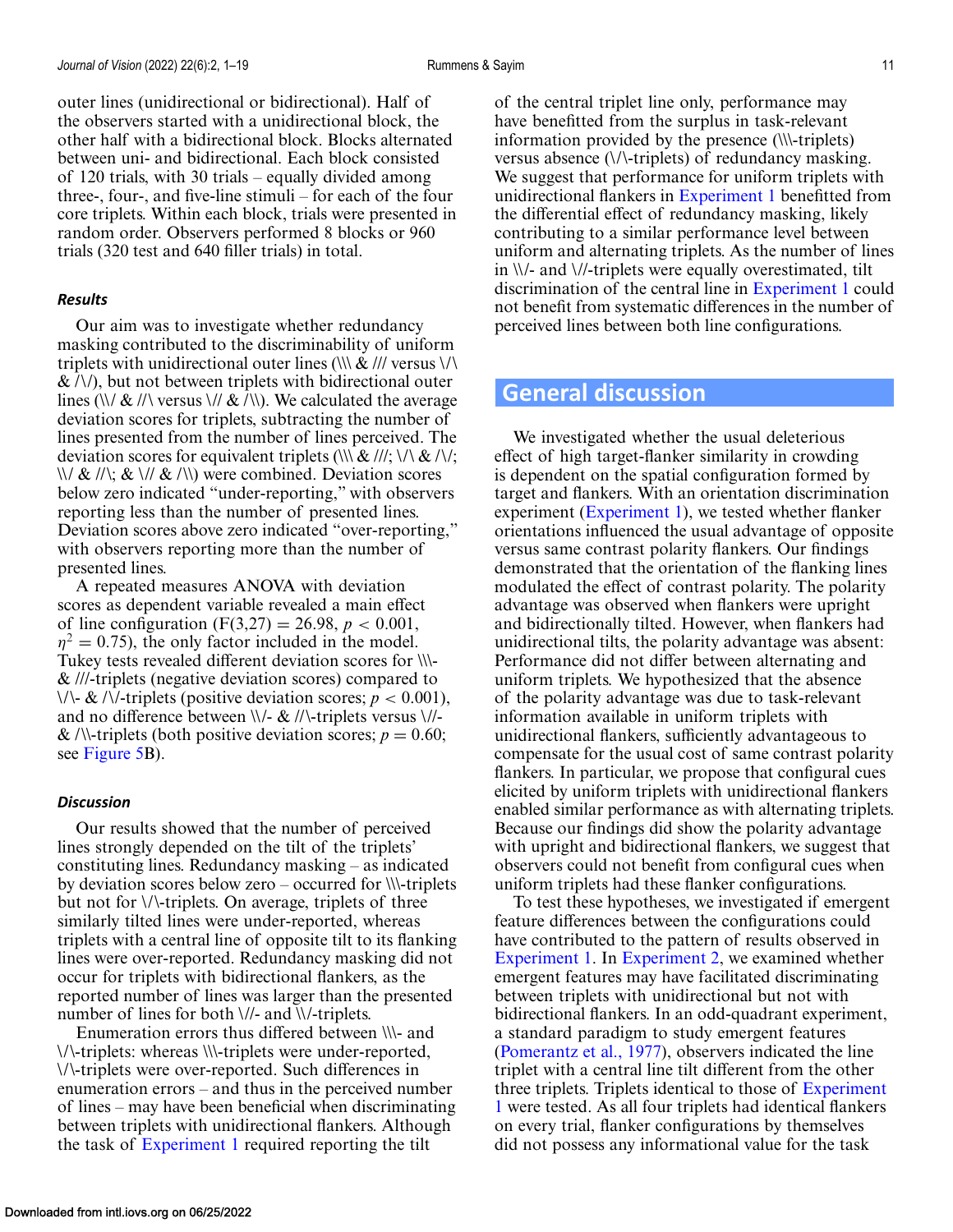outer lines (unidirectional or bidirectional). Half of the observers started with a unidirectional block, the other half with a bidirectional block. Blocks alternated between uni- and bidirectional. Each block consisted of 120 trials, with 30 trials – equally divided among three-, four-, and five-line stimuli – for each of the four core triplets. Within each block, trials were presented in random order. Observers performed 8 blocks or 960 trials (320 test and 640 filler trials) in total.

### *Results*

Our aim was to investigate whether redundancy masking contributed to the discriminability of uniform triplets with unidirectional outer lines (\\\ & /// versus \/\ & /\/), but not between triplets with bidirectional outer lines (\\/ & //\ versus \// & /\\). We calculated the average deviation scores for triplets, subtracting the number of lines presented from the number of lines perceived. The deviation scores for equivalent triplets (\\\ & ///; \/\ & /\/; \\/ & //\; & \// & /\\) were combined. Deviation scores below zero indicated "under-reporting," with observers reporting less than the number of presented lines. Deviation scores above zero indicated "over-reporting," with observers reporting more than the number of presented lines.

A repeated measures ANOVA with deviation scores as dependent variable revealed a main effect of line configuration ($F(3,27) = 26.98$, $p < 0.001$, $\eta^2 = 0.75$), the only factor included in the model. Tukey tests revealed different deviation scores for \\\- & ///-triplets (negative deviation scores) compared to \/\- & /\/-triplets (positive deviation scores; $p < 0.001$), and no difference between \\/- & //\-triplets versus \//- & /\\-triplets (both positive deviation scores; $p = 0.60$; see Figure 5B).

### *Discussion*

Our results showed that the number of perceived lines strongly depended on the tilt of the triplets' constituting lines. Redundancy masking – as indicated by deviation scores below zero – occurred for \\\-triplets but not for \/\-triplets. On average, triplets of three similarly tilted lines were under-reported, whereas triplets with a central line of opposite tilt to its flanking lines were over-reported. Redundancy masking did not occur for triplets with bidirectional flankers, as the reported number of lines was larger than the presented number of lines for both \//- and \\/-triplets.

Enumeration errors thus differed between \\\- and \/\-triplets: whereas \\\-triplets were under-reported, \/\-triplets were over-reported. Such differences in enumeration errors – and thus in the perceived number of lines – may have been beneficial when discriminating between triplets with unidirectional flankers. Although the task of Experiment 1 required reporting the tilt of the central triplet line only, performance may have benefitted from the surplus in task-relevant information provided by the presence (\\\-triplets) versus absence (\/\-triplets) of redundancy masking. We suggest that performance for uniform triplets with unidirectional flankers in Experiment 1 benefitted from the differential effect of redundancy masking, likely contributing to a similar performance level between uniform and alternating triplets. As the number of lines in \\/- and \//-triplets were equally overestimated, tilt discrimination of the central line in Experiment 1 could not benefit from systematic differences in the number of perceived lines between both line configurations.

## General discussion

We investigated whether the usual deleterious effect of high target-flanker similarity in crowding is dependent on the spatial configuration formed by target and flankers. With an orientation discrimination experiment (Experiment 1), we tested whether flanker orientations influenced the usual advantage of opposite versus same contrast polarity flankers. Our findings demonstrated that the orientation of the flanking lines modulated the effect of contrast polarity. The polarity advantage was observed when flankers were upright and bidirectionally tilted. However, when flankers had unidirectional tilts, the polarity advantage was absent: Performance did not differ between alternating and uniform triplets. We hypothesized that the absence of the polarity advantage was due to task-relevant information available in uniform triplets with unidirectional flankers, sufficiently advantageous to compensate for the usual cost of same contrast polarity flankers. In particular, we propose that configural cues elicited by uniform triplets with unidirectional flankers enabled similar performance as with alternating triplets. Because our findings did show the polarity advantage with upright and bidirectional flankers, we suggest that observers could not benefit from configural cues when uniform triplets had these flanker configurations.

To test these hypotheses, we investigated if emergent feature differences between the configurations could have contributed to the pattern of results observed in Experiment 1. In Experiment 2, we examined whether emergent features may have facilitated discriminating between triplets with unidirectional but not with bidirectional flankers. In an odd-quadrant experiment, a standard paradigm to study emergent features (Pomerantz et al., 1977), observers indicated the line triplet with a central line tilt different from the other three triplets. Triplets identical to those of Experiment 1 were tested. As all four triplets had identical flankers on every trial, flanker configurations by themselves did not possess any informational value for the task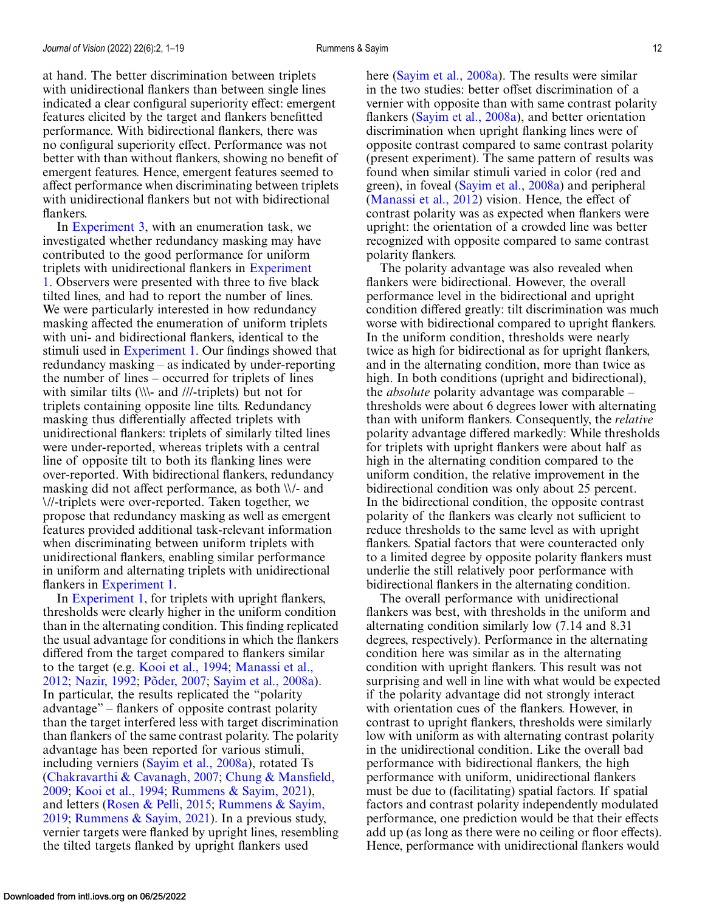at hand. The better discrimination between triplets with unidirectional flankers than between single lines indicated a clear configural superiority effect: emergent features elicited by the target and flankers benefitted performance. With bidirectional flankers, there was no configural superiority effect. Performance was not better with than without flankers, showing no benefit of emergent features. Hence, emergent features seemed to affect performance when discriminating between triplets with unidirectional flankers but not with bidirectional flankers.

In Experiment 3, with an enumeration task, we investigated whether redundancy masking may have contributed to the good performance for uniform triplets with unidirectional flankers in Experiment 1. Observers were presented with three to five black tilted lines, and had to report the number of lines. We were particularly interested in how redundancy masking affected the enumeration of uniform triplets with uni- and bidirectional flankers, identical to the stimuli used in Experiment 1. Our findings showed that redundancy masking – as indicated by under-reporting the number of lines – occurred for triplets of lines with similar tilts (\\\- and ///-triplets) but not for triplets containing opposite line tilts. Redundancy masking thus differentially affected triplets with unidirectional flankers: triplets of similarly tilted lines were under-reported, whereas triplets with a central line of opposite tilt to both its flanking lines were over-reported. With bidirectional flankers, redundancy masking did not affect performance, as both \\/- and \//-triplets were over-reported. Taken together, we propose that redundancy masking as well as emergent features provided additional task-relevant information when discriminating between uniform triplets with unidirectional flankers, enabling similar performance in uniform and alternating triplets with unidirectional flankers in Experiment 1.

In Experiment 1, for triplets with upright flankers, thresholds were clearly higher in the uniform condition than in the alternating condition. This finding replicated the usual advantage for conditions in which the flankers differed from the target compared to flankers similar to the target (e.g. Kooi et al., 1994; Manassi et al., 2012; Nazir, 1992; Põder, 2007; Sayim et al., 2008a). In particular, the results replicated the "polarity advantage" – flankers of opposite contrast polarity than the target interfered less with target discrimination than flankers of the same contrast polarity. The polarity advantage has been reported for various stimuli, including verniers (Sayim et al., 2008a), rotated Ts (Chakravarthi & Cavanagh, 2007; Chung & Mansfield, 2009; Kooi et al., 1994; Rummens & Sayim, 2021), and letters (Rosen & Pelli, 2015; Rummens & Sayim, 2019; Rummens & Sayim, 2021). In a previous study, vernier targets were flanked by upright lines, resembling the tilted targets flanked by upright flankers used here (Sayim et al., 2008a). The results were similar in the two studies: better offset discrimination of a vernier with opposite than with same contrast polarity flankers (Sayim et al., 2008a), and better orientation discrimination when upright flanking lines were of opposite contrast compared to same contrast polarity (present experiment). The same pattern of results was found when similar stimuli varied in color (red and green), in foveal (Sayim et al., 2008a) and peripheral (Manassi et al., 2012) vision. Hence, the effect of contrast polarity was as expected when flankers were upright: the orientation of a crowded line was better recognized with opposite compared to same contrast polarity flankers.

The polarity advantage was also revealed when flankers were bidirectional. However, the overall performance level in the bidirectional and upright condition differed greatly: tilt discrimination was much worse with bidirectional compared to upright flankers. In the uniform condition, thresholds were nearly twice as high for bidirectional as for upright flankers, and in the alternating condition, more than twice as high. In both conditions (upright and bidirectional), the *absolute* polarity advantage was comparable – thresholds were about 6 degrees lower with alternating than with uniform flankers. Consequently, the *relative* polarity advantage differed markedly: While thresholds for triplets with upright flankers were about half as high in the alternating condition compared to the uniform condition, the relative improvement in the bidirectional condition was only about 25 percent. In the bidirectional condition, the opposite contrast polarity of the flankers was clearly not sufficient to reduce thresholds to the same level as with upright flankers. Spatial factors that were counteracted only to a limited degree by opposite polarity flankers must underlie the still relatively poor performance with bidirectional flankers in the alternating condition.

The overall performance with unidirectional flankers was best, with thresholds in the uniform and alternating condition similarly low (7.14 and 8.31 degrees, respectively). Performance in the alternating condition here was similar as in the alternating condition with upright flankers. This result was not surprising and well in line with what would be expected if the polarity advantage did not strongly interact with orientation cues of the flankers. However, in contrast to upright flankers, thresholds were similarly low with uniform as with alternating contrast polarity in the unidirectional condition. Like the overall bad performance with bidirectional flankers, the high performance with uniform, unidirectional flankers must be due to (facilitating) spatial factors. If spatial factors and contrast polarity independently modulated performance, one prediction would be that their effects add up (as long as there were no ceiling or floor effects). Hence, performance with unidirectional flankers would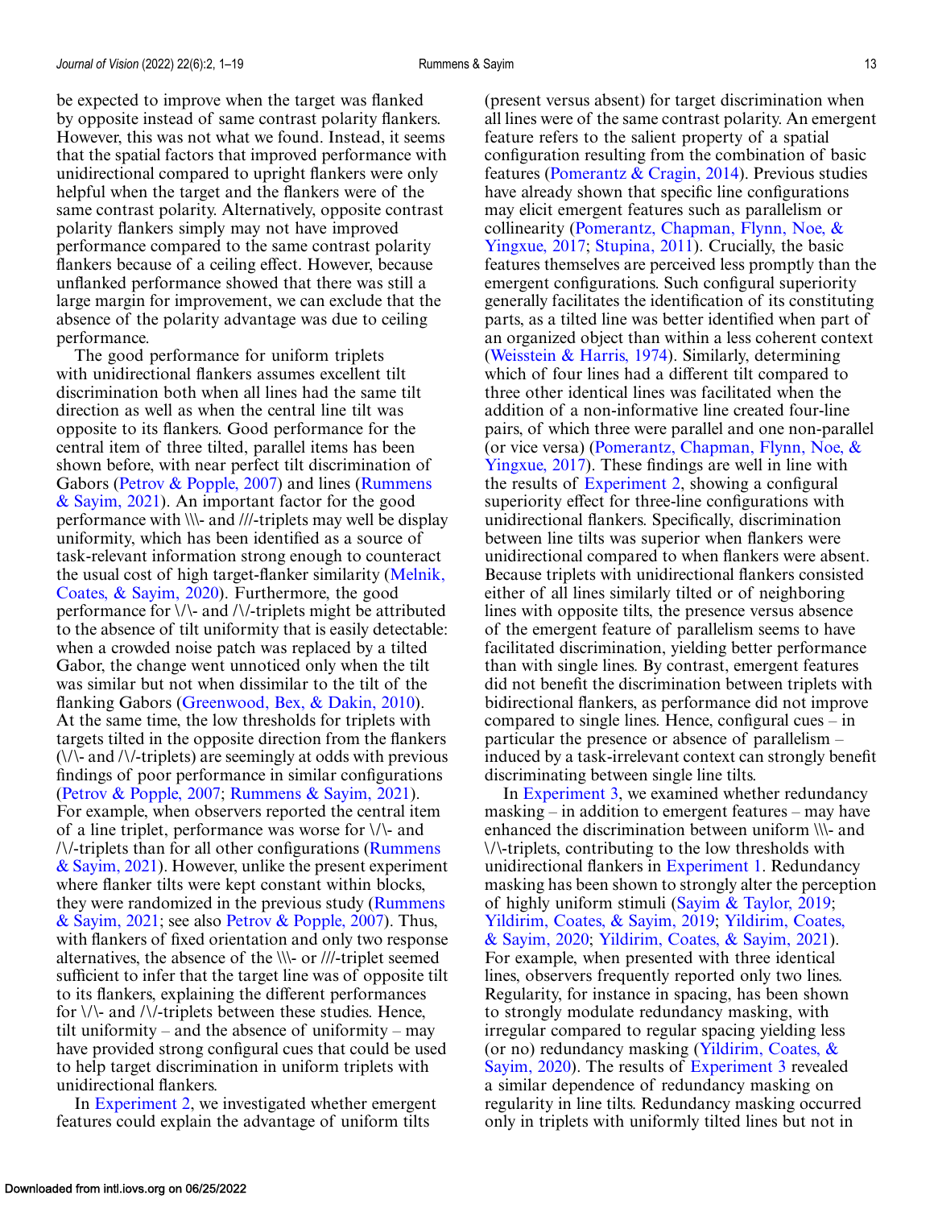be expected to improve when the target was flanked by opposite instead of same contrast polarity flankers. However, this was not what we found. Instead, it seems that the spatial factors that improved performance with unidirectional compared to upright flankers were only helpful when the target and the flankers were of the same contrast polarity. Alternatively, opposite contrast polarity flankers simply may not have improved performance compared to the same contrast polarity flankers because of a ceiling effect. However, because unflanked performance showed that there was still a large margin for improvement, we can exclude that the absence of the polarity advantage was due to ceiling performance.

The good performance for uniform triplets with unidirectional flankers assumes excellent tilt discrimination both when all lines had the same tilt direction as well as when the central line tilt was opposite to its flankers. Good performance for the central item of three tilted, parallel items has been shown before, with near perfect tilt discrimination of Gabors (Petrov & Popple, 2007) and lines (Rummens & Sayim, 2021). An important factor for the good performance with \\\- and ///-triplets may well be display uniformity, which has been identified as a source of task-relevant information strong enough to counteract the usual cost of high target-flanker similarity (Melnik, Coates, & Sayim, 2020). Furthermore, the good performance for \/\- and /\/-triplets might be attributed to the absence of tilt uniformity that is easily detectable: when a crowded noise patch was replaced by a tilted Gabor, the change went unnoticed only when the tilt was similar but not when dissimilar to the tilt of the flanking Gabors (Greenwood, Bex, & Dakin, 2010). At the same time, the low thresholds for triplets with targets tilted in the opposite direction from the flankers (\/\- and /\/-triplets) are seemingly at odds with previous findings of poor performance in similar configurations (Petrov & Popple, 2007; Rummens & Sayim, 2021). For example, when observers reported the central item of a line triplet, performance was worse for \/\- and /\/-triplets than for all other configurations (Rummens & Sayim, 2021). However, unlike the present experiment where flanker tilts were kept constant within blocks, they were randomized in the previous study (Rummens & Sayim, 2021; see also Petrov & Popple, 2007). Thus, with flankers of fixed orientation and only two response alternatives, the absence of the \\\- or ///-triplet seemed sufficient to infer that the target line was of opposite tilt to its flankers, explaining the different performances for \/\- and /\/-triplets between these studies. Hence, tilt uniformity – and the absence of uniformity – may have provided strong configural cues that could be used to help target discrimination in uniform triplets with unidirectional flankers.

In Experiment 2, we investigated whether emergent features could explain the advantage of uniform tilts (present versus absent) for target discrimination when all lines were of the same contrast polarity. An emergent feature refers to the salient property of a spatial configuration resulting from the combination of basic features (Pomerantz & Cragin, 2014). Previous studies have already shown that specific line configurations may elicit emergent features such as parallelism or collinearity (Pomerantz, Chapman, Flynn, Noe, & Yingxue, 2017; Stupina, 2011). Crucially, the basic features themselves are perceived less promptly than the emergent configurations. Such configural superiority generally facilitates the identification of its constituting parts, as a tilted line was better identified when part of an organized object than within a less coherent context (Weisstein & Harris, 1974). Similarly, determining which of four lines had a different tilt compared to three other identical lines was facilitated when the addition of a non-informative line created four-line pairs, of which three were parallel and one non-parallel (or vice versa) (Pomerantz, Chapman, Flynn, Noe, & Yingxue, 2017). These findings are well in line with the results of Experiment 2, showing a configural superiority effect for three-line configurations with unidirectional flankers. Specifically, discrimination between line tilts was superior when flankers were unidirectional compared to when flankers were absent. Because triplets with unidirectional flankers consisted either of all lines similarly tilted or of neighboring lines with opposite tilts, the presence versus absence of the emergent feature of parallelism seems to have facilitated discrimination, yielding better performance than with single lines. By contrast, emergent features did not benefit the discrimination between triplets with bidirectional flankers, as performance did not improve compared to single lines. Hence, configural cues – in particular the presence or absence of parallelism – induced by a task-irrelevant context can strongly benefit discriminating between single line tilts.

In Experiment 3, we examined whether redundancy masking – in addition to emergent features – may have enhanced the discrimination between uniform \\\- and \/\-triplets, contributing to the low thresholds with unidirectional flankers in Experiment 1. Redundancy masking has been shown to strongly alter the perception of highly uniform stimuli (Sayim & Taylor, 2019; Yildirim, Coates, & Sayim, 2019; Yildirim, Coates, & Sayim, 2020; Yildirim, Coates, & Sayim, 2021). For example, when presented with three identical lines, observers frequently reported only two lines. Regularity, for instance in spacing, has been shown to strongly modulate redundancy masking, with irregular compared to regular spacing yielding less (or no) redundancy masking (Yildirim, Coates, & Sayim, 2020). The results of Experiment 3 revealed a similar dependence of redundancy masking on regularity in line tilts. Redundancy masking occurred only in triplets with uniformly tilted lines but not in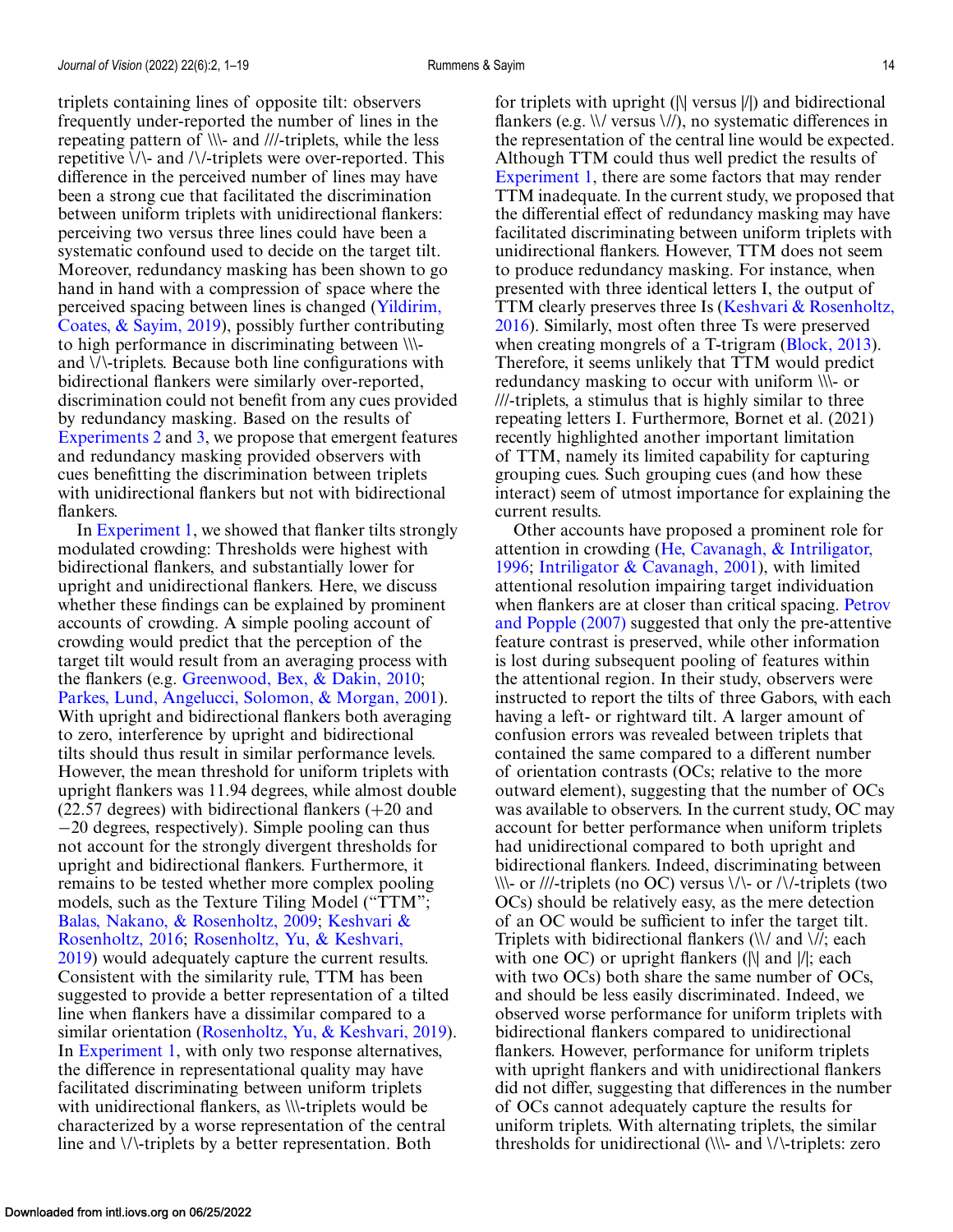triplets containing lines of opposite tilt: observers frequently under-reported the number of lines in the repeating pattern of \\\- and ///-triplets, while the less repetitive \/\- and /\/-triplets were over-reported. This difference in the perceived number of lines may have been a strong cue that facilitated the discrimination between uniform triplets with unidirectional flankers: perceiving two versus three lines could have been a systematic confound used to decide on the target tilt. Moreover, redundancy masking has been shown to go hand in hand with a compression of space where the perceived spacing between lines is changed (Yildirim, Coates, & Sayim, 2019), possibly further contributing to high performance in discriminating between \\\- and \/\-triplets. Because both line configurations with bidirectional flankers were similarly over-reported, discrimination could not benefit from any cues provided by redundancy masking. Based on the results of Experiments 2 and 3, we propose that emergent features and redundancy masking provided observers with cues benefitting the discrimination between triplets with unidirectional flankers but not with bidirectional flankers.

In Experiment 1, we showed that flanker tilts strongly modulated crowding: Thresholds were highest with bidirectional flankers, and substantially lower for upright and unidirectional flankers. Here, we discuss whether these findings can be explained by prominent accounts of crowding. A simple pooling account of crowding would predict that the perception of the target tilt would result from an averaging process with the flankers (e.g. Greenwood, Bex, & Dakin, 2010; Parkes, Lund, Angelucci, Solomon, & Morgan, 2001). With upright and bidirectional flankers both averaging to zero, interference by upright and bidirectional tilts should thus result in similar performance levels. However, the mean threshold for uniform triplets with upright flankers was 11.94 degrees, while almost double (22.57 degrees) with bidirectional flankers (+20 and −20 degrees, respectively). Simple pooling can thus not account for the strongly divergent thresholds for upright and bidirectional flankers. Furthermore, it remains to be tested whether more complex pooling models, such as the Texture Tiling Model ("TTM"; Balas, Nakano, & Rosenholtz, 2009; Keshvari & Rosenholtz, 2016; Rosenholtz, Yu, & Keshvari, 2019) would adequately capture the current results. Consistent with the similarity rule, TTM has been suggested to provide a better representation of a tilted line when flankers have a dissimilar compared to a similar orientation (Rosenholtz, Yu, & Keshvari, 2019). In Experiment 1, with only two response alternatives, the difference in representational quality may have facilitated discriminating between uniform triplets with unidirectional flankers, as \\\-triplets would be characterized by a worse representation of the central line and \/\-triplets by a better representation. Both for triplets with upright (|\| versus |/|) and bidirectional flankers (e.g. \\/ versus \//), no systematic differences in the representation of the central line would be expected. Although TTM could thus well predict the results of Experiment 1, there are some factors that may render TTM inadequate. In the current study, we proposed that the differential effect of redundancy masking may have facilitated discriminating between uniform triplets with unidirectional flankers. However, TTM does not seem to produce redundancy masking. For instance, when presented with three identical letters I, the output of TTM clearly preserves three Is (Keshvari & Rosenholtz, 2016). Similarly, most often three Ts were preserved when creating mongrels of a T-trigram (Block, 2013). Therefore, it seems unlikely that TTM would predict redundancy masking to occur with uniform \\\- or ///-triplets, a stimulus that is highly similar to three repeating letters I. Furthermore, Bornet et al. (2021) recently highlighted another important limitation of TTM, namely its limited capability for capturing grouping cues. Such grouping cues (and how these interact) seem of utmost importance for explaining the current results.

Other accounts have proposed a prominent role for attention in crowding (He, Cavanagh, & Intriligator, 1996; Intriligator & Cavanagh, 2001), with limited attentional resolution impairing target individuation when flankers are at closer than critical spacing. Petrov and Popple (2007) suggested that only the pre-attentive feature contrast is preserved, while other information is lost during subsequent pooling of features within the attentional region. In their study, observers were instructed to report the tilts of three Gabors, with each having a left- or rightward tilt. A larger amount of confusion errors was revealed between triplets that contained the same compared to a different number of orientation contrasts (OCs; relative to the more outward element), suggesting that the number of OCs was available to observers. In the current study, OC may account for better performance when uniform triplets had unidirectional compared to both upright and bidirectional flankers. Indeed, discriminating between \\\- or ///-triplets (no OC) versus \/\- or /\/-triplets (two OCs) should be relatively easy, as the mere detection of an OC would be sufficient to infer the target tilt. Triplets with bidirectional flankers (\\/ and \//; each with one OC) or upright flankers (|\| and |/|; each with two OCs) both share the same number of OCs, and should be less easily discriminated. Indeed, we observed worse performance for uniform triplets with bidirectional flankers compared to unidirectional flankers. However, performance for uniform triplets with upright flankers and with unidirectional flankers did not differ, suggesting that differences in the number of OCs cannot adequately capture the results for uniform triplets. With alternating triplets, the similar thresholds for unidirectional (\\\- and \/\-triplets: zero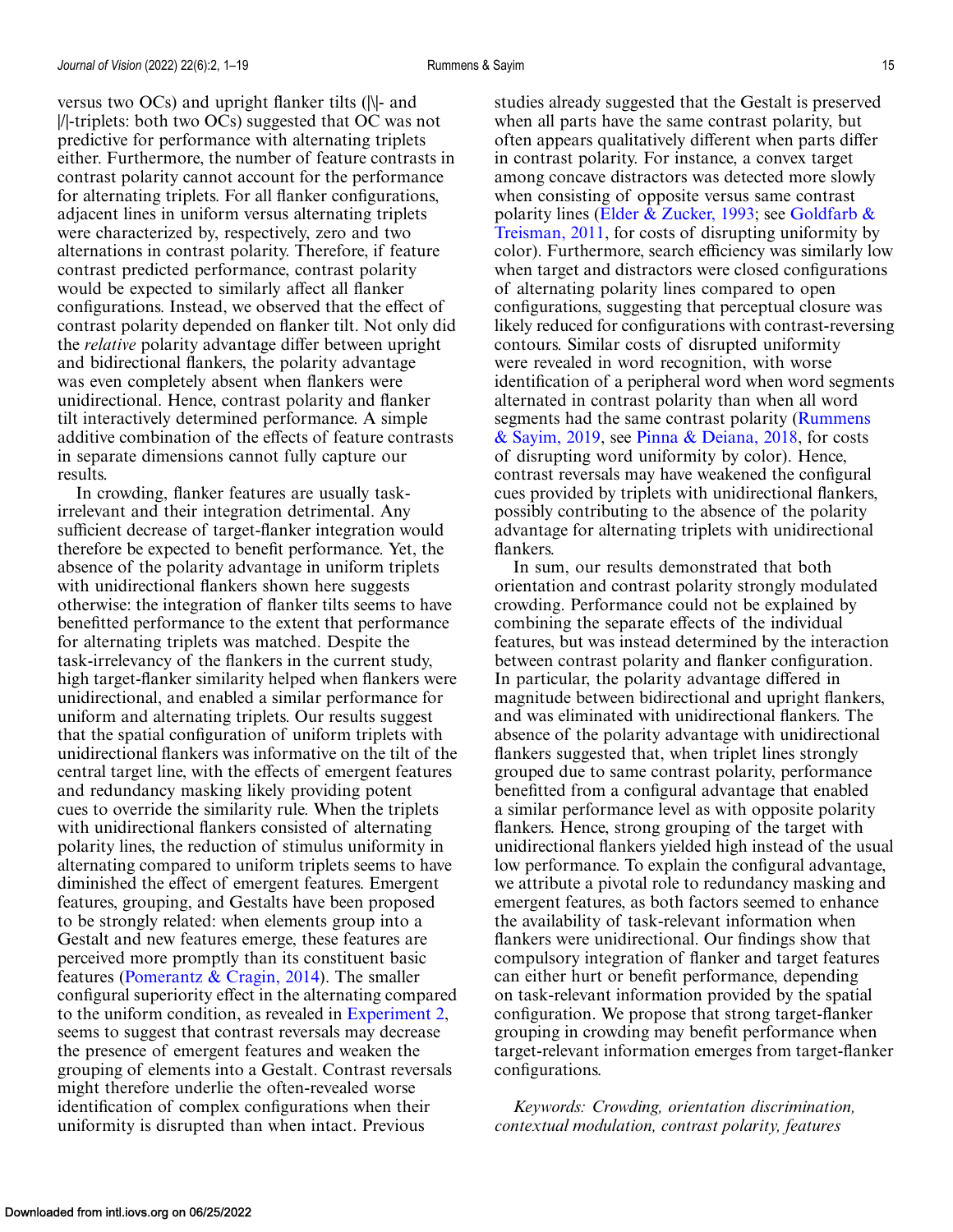versus two OCs) and upright flanker tilts (|\|- and |/|-triplets: both two OCs) suggested that OC was not predictive for performance with alternating triplets either. Furthermore, the number of feature contrasts in contrast polarity cannot account for the performance for alternating triplets. For all flanker configurations, adjacent lines in uniform versus alternating triplets were characterized by, respectively, zero and two alternations in contrast polarity. Therefore, if feature contrast predicted performance, contrast polarity would be expected to similarly affect all flanker configurations. Instead, we observed that the effect of contrast polarity depended on flanker tilt. Not only did the *relative* polarity advantage differ between upright and bidirectional flankers, the polarity advantage was even completely absent when flankers were unidirectional. Hence, contrast polarity and flanker tilt interactively determined performance. A simple additive combination of the effects of feature contrasts in separate dimensions cannot fully capture our results.

In crowding, flanker features are usually task-irrelevant and their integration detrimental. Any sufficient decrease of target-flanker integration would therefore be expected to benefit performance. Yet, the absence of the polarity advantage in uniform triplets with unidirectional flankers shown here suggests otherwise: the integration of flanker tilts seems to have benefitted performance to the extent that performance for alternating triplets was matched. Despite the task-irrelevancy of the flankers in the current study, high target-flanker similarity helped when flankers were unidirectional, and enabled a similar performance for uniform and alternating triplets. Our results suggest that the spatial configuration of uniform triplets with unidirectional flankers was informative on the tilt of the central target line, with the effects of emergent features and redundancy masking likely providing potent cues to override the similarity rule. When the triplets with unidirectional flankers consisted of alternating polarity lines, the reduction of stimulus uniformity in alternating compared to uniform triplets seems to have diminished the effect of emergent features. Emergent features, grouping, and Gestalts have been proposed to be strongly related: when elements group into a Gestalt and new features emerge, these features are perceived more promptly than its constituent basic features (Pomerantz & Cragin, 2014). The smaller configural superiority effect in the alternating compared to the uniform condition, as revealed in Experiment 2, seems to suggest that contrast reversals may decrease the presence of emergent features and weaken the grouping of elements into a Gestalt. Contrast reversals might therefore underlie the often-revealed worse identification of complex configurations when their uniformity is disrupted than when intact. Previous studies already suggested that the Gestalt is preserved when all parts have the same contrast polarity, but often appears qualitatively different when parts differ in contrast polarity. For instance, a convex target among concave distractors was detected more slowly when consisting of opposite versus same contrast polarity lines (Elder & Zucker, 1993; see Goldfarb & Treisman, 2011, for costs of disrupting uniformity by color). Furthermore, search efficiency was similarly low when target and distractors were closed configurations of alternating polarity lines compared to open configurations, suggesting that perceptual closure was likely reduced for configurations with contrast-reversing contours. Similar costs of disrupted uniformity were revealed in word recognition, with worse identification of a peripheral word when word segments alternated in contrast polarity than when all word segments had the same contrast polarity (Rummens & Sayim, 2019, see Pinna & Deiana, 2018, for costs of disrupting word uniformity by color). Hence, contrast reversals may have weakened the configural cues provided by triplets with unidirectional flankers, possibly contributing to the absence of the polarity advantage for alternating triplets with unidirectional flankers.

In sum, our results demonstrated that both orientation and contrast polarity strongly modulated crowding. Performance could not be explained by combining the separate effects of the individual features, but was instead determined by the interaction between contrast polarity and flanker configuration. In particular, the polarity advantage differed in magnitude between bidirectional and upright flankers, and was eliminated with unidirectional flankers. The absence of the polarity advantage with unidirectional flankers suggested that, when triplet lines strongly grouped due to same contrast polarity, performance benefitted from a configural advantage that enabled a similar performance level as with opposite polarity flankers. Hence, strong grouping of the target with unidirectional flankers yielded high instead of the usual low performance. To explain the configural advantage, we attribute a pivotal role to redundancy masking and emergent features, as both factors seemed to enhance the availability of task-relevant information when flankers were unidirectional. Our findings show that compulsory integration of flanker and target features can either hurt or benefit performance, depending on task-relevant information provided by the spatial configuration. We propose that strong target-flanker grouping in crowding may benefit performance when target-relevant information emerges from target-flanker configurations.

*Keywords: Crowding, orientation discrimination, contextual modulation, contrast polarity, features*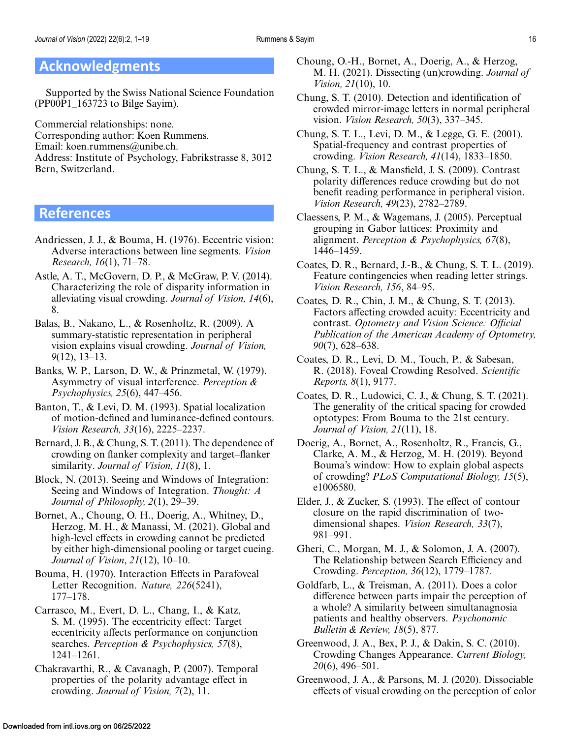## Acknowledgments

Supported by the Swiss National Science Foundation (PP00P1_163723 to Bilge Sayim).

Commercial relationships: none.
Corresponding author: Koen Rummens.
Email: koen.rummens@unibe.ch.
Address: Institute of Psychology, Fabrikstrasse 8, 3012 Bern, Switzerland.

## References

Andriessen, J. J., & Bouma, H. (1976). Eccentric vision: Adverse interactions between line segments. *Vision Research, 16*(1), 71–78.

Astle, A. T., McGovern, D. P., & McGraw, P. V. (2014). Characterizing the role of disparity information in alleviating visual crowding. *Journal of Vision, 14*(6), 8.

Balas, B., Nakano, L., & Rosenholtz, R. (2009). A summary-statistic representation in peripheral vision explains visual crowding. *Journal of Vision, 9*(12), 13–13.

Banks, W. P., Larson, D. W., & Prinzmetal, W. (1979). Asymmetry of visual interference. *Perception & Psychophysics, 25*(6), 447–456.

Banton, T., & Levi, D. M. (1993). Spatial localization of motion-defined and luminance-defined contours. *Vision Research, 33*(16), 2225–2237.

Bernard, J. B., & Chung, S. T. (2011). The dependence of crowding on flanker complexity and target–flanker similarity. *Journal of Vision, 11*(8), 1.

Block, N. (2013). Seeing and Windows of Integration: Seeing and Windows of Integration. *Thought: A Journal of Philosophy, 2*(1), 29–39.

Bornet, A., Choung, O. H., Doerig, A., Whitney, D., Herzog, M. H., & Manassi, M. (2021). Global and high-level effects in crowding cannot be predicted by either high-dimensional pooling or target cueing. *Journal of Vision*, *21*(12), 10–10.

Bouma, H. (1970). Interaction Effects in Parafoveal Letter Recognition. *Nature, 226*(5241), 177–178.

Carrasco, M., Evert, D. L., Chang, I., & Katz, S. M. (1995). The eccentricity effect: Target eccentricity affects performance on conjunction searches. *Perception & Psychophysics, 57*(8), 1241–1261.

Chakravarthi, R., & Cavanagh, P. (2007). Temporal properties of the polarity advantage effect in crowding. *Journal of Vision, 7*(2), 11.

Choung, O.-H., Bornet, A., Doerig, A., & Herzog, M. H. (2021). Dissecting (un)crowding. *Journal of Vision, 21*(10), 10.

Chung, S. T. (2010). Detection and identification of crowded mirror-image letters in normal peripheral vision. *Vision Research, 50*(3), 337–345.

Chung, S. T. L., Levi, D. M., & Legge, G. E. (2001). Spatial-frequency and contrast properties of crowding. *Vision Research, 41*(14), 1833–1850.

Chung, S. T. L., & Mansfield, J. S. (2009). Contrast polarity differences reduce crowding but do not benefit reading performance in peripheral vision. *Vision Research, 49*(23), 2782–2789.

Claessens, P. M., & Wagemans, J. (2005). Perceptual grouping in Gabor lattices: Proximity and alignment. *Perception & Psychophysics, 67*(8), 1446–1459.

Coates, D. R., Bernard, J.-B., & Chung, S. T. L. (2019). Feature contingencies when reading letter strings. *Vision Research, 156*, 84–95.

Coates, D. R., Chin, J. M., & Chung, S. T. (2013). Factors affecting crowded acuity: Eccentricity and contrast. *Optometry and Vision Science: Official Publication of the American Academy of Optometry, 90*(7), 628–638.

Coates, D. R., Levi, D. M., Touch, P., & Sabesan, R. (2018). Foveal Crowding Resolved. *Scientific Reports, 8*(1), 9177.

Coates, D. R., Ludowici, C. J., & Chung, S. T. (2021). The generality of the critical spacing for crowded optotypes: From Bouma to the 21st century. *Journal of Vision, 21*(11), 18.

Doerig, A., Bornet, A., Rosenholtz, R., Francis, G., Clarke, A. M., & Herzog, M. H. (2019). Beyond Bouma's window: How to explain global aspects of crowding? *PLoS Computational Biology, 15*(5), e1006580.

Elder, J., & Zucker, S. (1993). The effect of contour closure on the rapid discrimination of two-dimensional shapes. *Vision Research, 33*(7), 981–991.

Gheri, C., Morgan, M. J., & Solomon, J. A. (2007). The Relationship between Search Efficiency and Crowding. *Perception, 36*(12), 1779–1787.

Goldfarb, L., & Treisman, A. (2011). Does a color difference between parts impair the perception of a whole? A similarity between simultanagnosia patients and healthy observers. *Psychonomic Bulletin & Review, 18*(5), 877.

Greenwood, J. A., Bex, P. J., & Dakin, S. C. (2010). Crowding Changes Appearance. *Current Biology, 20*(6), 496–501.

Greenwood, J. A., & Parsons, M. J. (2020). Dissociable effects of visual crowding on the perception of color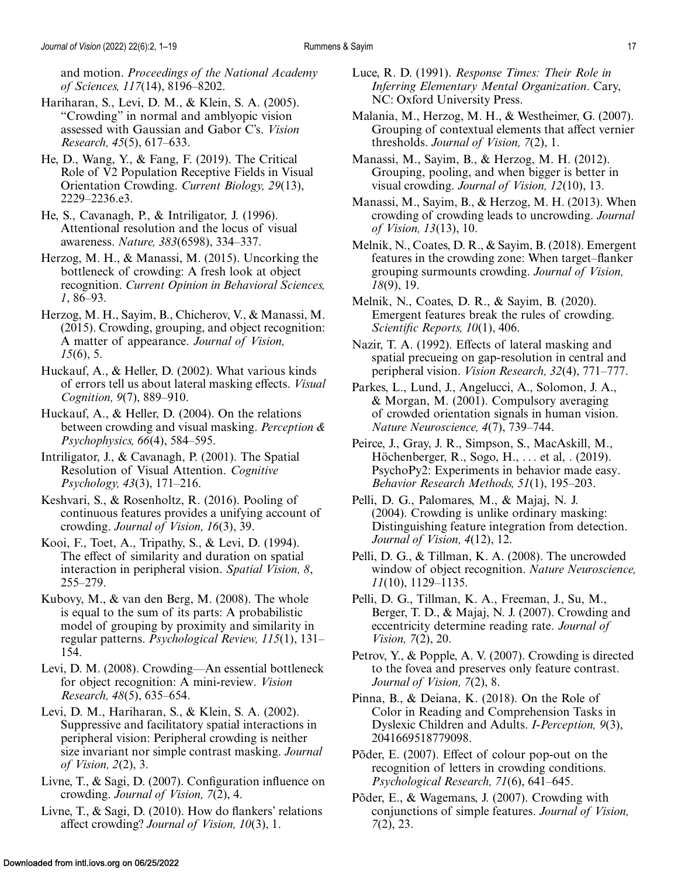and motion. *Proceedings of the National Academy of Sciences, 117*(14), 8196–8202.

Hariharan, S., Levi, D. M., & Klein, S. A. (2005). "Crowding" in normal and amblyopic vision assessed with Gaussian and Gabor C's. *Vision Research, 45*(5), 617–633.

He, D., Wang, Y., & Fang, F. (2019). The Critical Role of V2 Population Receptive Fields in Visual Orientation Crowding. *Current Biology, 29*(13), 2229–2236.e3.

He, S., Cavanagh, P., & Intriligator, J. (1996). Attentional resolution and the locus of visual awareness. *Nature, 383*(6598), 334–337.

Herzog, M. H., & Manassi, M. (2015). Uncorking the bottleneck of crowding: A fresh look at object recognition. *Current Opinion in Behavioral Sciences, 1*, 86–93.

Herzog, M. H., Sayim, B., Chicherov, V., & Manassi, M. (2015). Crowding, grouping, and object recognition: A matter of appearance. *Journal of Vision, 15*(6), 5.

Huckauf, A., & Heller, D. (2002). What various kinds of errors tell us about lateral masking effects. *Visual Cognition, 9*(7), 889–910.

Huckauf, A., & Heller, D. (2004). On the relations between crowding and visual masking. *Perception & Psychophysics, 66*(4), 584–595.

Intriligator, J., & Cavanagh, P. (2001). The Spatial Resolution of Visual Attention. *Cognitive Psychology, 43*(3), 171–216.

Keshvari, S., & Rosenholtz, R. (2016). Pooling of continuous features provides a unifying account of crowding. *Journal of Vision, 16*(3), 39.

Kooi, F., Toet, A., Tripathy, S., & Levi, D. (1994). The effect of similarity and duration on spatial interaction in peripheral vision. *Spatial Vision, 8*, 255–279.

Kubovy, M., & van den Berg, M. (2008). The whole is equal to the sum of its parts: A probabilistic model of grouping by proximity and similarity in regular patterns. *Psychological Review, 115*(1), 131–154.

Levi, D. M. (2008). Crowding—An essential bottleneck for object recognition: A mini-review. *Vision Research, 48*(5), 635–654.

Levi, D. M., Hariharan, S., & Klein, S. A. (2002). Suppressive and facilitatory spatial interactions in peripheral vision: Peripheral crowding is neither size invariant nor simple contrast masking. *Journal of Vision, 2*(2), 3.

Livne, T., & Sagi, D. (2007). Configuration influence on crowding. *Journal of Vision, 7*(2), 4.

Livne, T., & Sagi, D. (2010). How do flankers' relations affect crowding? *Journal of Vision, 10*(3), 1.

Luce, R. D. (1991). *Response Times: Their Role in Inferring Elementary Mental Organization*. Cary, NC: Oxford University Press.

Malania, M., Herzog, M. H., & Westheimer, G. (2007). Grouping of contextual elements that affect vernier thresholds. *Journal of Vision, 7*(2), 1.

Manassi, M., Sayim, B., & Herzog, M. H. (2012). Grouping, pooling, and when bigger is better in visual crowding. *Journal of Vision, 12*(10), 13.

Manassi, M., Sayim, B., & Herzog, M. H. (2013). When crowding of crowding leads to uncrowding. *Journal of Vision, 13*(13), 10.

Melnik, N., Coates, D. R., & Sayim, B. (2018). Emergent features in the crowding zone: When target–flanker grouping surmounts crowding. *Journal of Vision, 18*(9), 19.

Melnik, N., Coates, D. R., & Sayim, B. (2020). Emergent features break the rules of crowding. *Scientific Reports, 10*(1), 406.

Nazir, T. A. (1992). Effects of lateral masking and spatial precueing on gap-resolution in central and peripheral vision. *Vision Research, 32*(4), 771–777.

Parkes, L., Lund, J., Angelucci, A., Solomon, J. A., & Morgan, M. (2001). Compulsory averaging of crowded orientation signals in human vision. *Nature Neuroscience, 4*(7), 739–744.

Peirce, J., Gray, J. R., Simpson, S., MacAskill, M., Höchenberger, R., Sogo, H., . . . et al, . (2019). PsychoPy2: Experiments in behavior made easy. *Behavior Research Methods, 51*(1), 195–203.

Pelli, D. G., Palomares, M., & Majaj, N. J. (2004). Crowding is unlike ordinary masking: Distinguishing feature integration from detection. *Journal of Vision, 4*(12), 12.

Pelli, D. G., & Tillman, K. A. (2008). The uncrowded window of object recognition. *Nature Neuroscience, 11*(10), 1129–1135.

Pelli, D. G., Tillman, K. A., Freeman, J., Su, M., Berger, T. D., & Majaj, N. J. (2007). Crowding and eccentricity determine reading rate. *Journal of Vision, 7*(2), 20.

Petrov, Y., & Popple, A. V. (2007). Crowding is directed to the fovea and preserves only feature contrast. *Journal of Vision, 7*(2), 8.

Pinna, B., & Deiana, K. (2018). On the Role of Color in Reading and Comprehension Tasks in Dyslexic Children and Adults. *I-Perception, 9*(3), 2041669518779098.

Põder, E. (2007). Effect of colour pop-out on the recognition of letters in crowding conditions. *Psychological Research, 71*(6), 641–645.

Põder, E., & Wagemans, J. (2007). Crowding with conjunctions of simple features. *Journal of Vision, 7*(2), 23.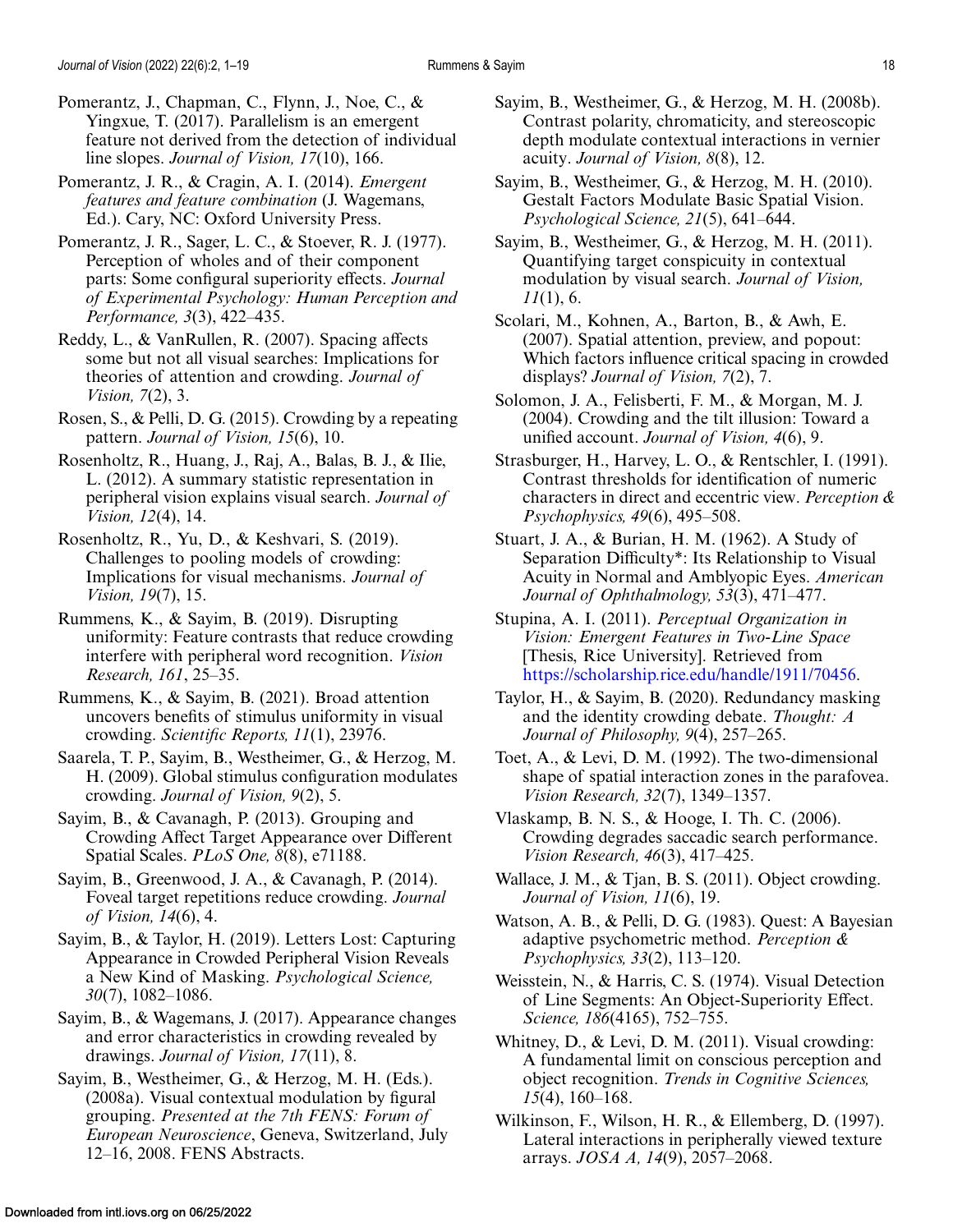Pomerantz, J., Chapman, C., Flynn, J., Noe, C., & Yingxue, T. (2017). Parallelism is an emergent feature not derived from the detection of individual line slopes. *Journal of Vision, 17*(10), 166.

Pomerantz, J. R., & Cragin, A. I. (2014). *Emergent features and feature combination* (J. Wagemans, Ed.). Cary, NC: Oxford University Press.

Pomerantz, J. R., Sager, L. C., & Stoever, R. J. (1977). Perception of wholes and of their component parts: Some configural superiority effects. *Journal of Experimental Psychology: Human Perception and Performance, 3*(3), 422–435.

Reddy, L., & VanRullen, R. (2007). Spacing affects some but not all visual searches: Implications for theories of attention and crowding. *Journal of Vision, 7*(2), 3.

Rosen, S., & Pelli, D. G. (2015). Crowding by a repeating pattern. *Journal of Vision, 15*(6), 10.

Rosenholtz, R., Huang, J., Raj, A., Balas, B. J., & Ilie, L. (2012). A summary statistic representation in peripheral vision explains visual search. *Journal of Vision, 12*(4), 14.

Rosenholtz, R., Yu, D., & Keshvari, S. (2019). Challenges to pooling models of crowding: Implications for visual mechanisms. *Journal of Vision, 19*(7), 15.

Rummens, K., & Sayim, B. (2019). Disrupting uniformity: Feature contrasts that reduce crowding interfere with peripheral word recognition. *Vision Research, 161*, 25–35.

Rummens, K., & Sayim, B. (2021). Broad attention uncovers benefits of stimulus uniformity in visual crowding. *Scientific Reports, 11*(1), 23976.

Saarela, T. P., Sayim, B., Westheimer, G., & Herzog, M. H. (2009). Global stimulus configuration modulates crowding. *Journal of Vision, 9*(2), 5.

Sayim, B., & Cavanagh, P. (2013). Grouping and Crowding Affect Target Appearance over Different Spatial Scales. *PLoS One, 8*(8), e71188.

Sayim, B., Greenwood, J. A., & Cavanagh, P. (2014). Foveal target repetitions reduce crowding. *Journal of Vision, 14*(6), 4.

Sayim, B., & Taylor, H. (2019). Letters Lost: Capturing Appearance in Crowded Peripheral Vision Reveals a New Kind of Masking. *Psychological Science, 30*(7), 1082–1086.

Sayim, B., & Wagemans, J. (2017). Appearance changes and error characteristics in crowding revealed by drawings. *Journal of Vision, 17*(11), 8.

Sayim, B., Westheimer, G., & Herzog, M. H. (Eds.). (2008a). Visual contextual modulation by figural grouping. *Presented at the 7th FENS: Forum of European Neuroscience*, Geneva, Switzerland, July 12–16, 2008. FENS Abstracts.

Sayim, B., Westheimer, G., & Herzog, M. H. (2008b). Contrast polarity, chromaticity, and stereoscopic depth modulate contextual interactions in vernier acuity. *Journal of Vision, 8*(8), 12.

Sayim, B., Westheimer, G., & Herzog, M. H. (2010). Gestalt Factors Modulate Basic Spatial Vision. *Psychological Science, 21*(5), 641–644.

Sayim, B., Westheimer, G., & Herzog, M. H. (2011). Quantifying target conspicuity in contextual modulation by visual search. *Journal of Vision, 11*(1), 6.

Scolari, M., Kohnen, A., Barton, B., & Awh, E. (2007). Spatial attention, preview, and popout: Which factors influence critical spacing in crowded displays? *Journal of Vision, 7*(2), 7.

Solomon, J. A., Felisberti, F. M., & Morgan, M. J. (2004). Crowding and the tilt illusion: Toward a unified account. *Journal of Vision, 4*(6), 9.

Strasburger, H., Harvey, L. O., & Rentschler, I. (1991). Contrast thresholds for identification of numeric characters in direct and eccentric view. *Perception & Psychophysics, 49*(6), 495–508.

Stuart, J. A., & Burian, H. M. (1962). A Study of Separation Difficulty*: Its Relationship to Visual Acuity in Normal and Amblyopic Eyes. *American Journal of Ophthalmology, 53*(3), 471–477.

Stupina, A. I. (2011). *Perceptual Organization in Vision: Emergent Features in Two-Line Space* [Thesis, Rice University]. Retrieved from https://scholarship.rice.edu/handle/1911/70456.

Taylor, H., & Sayim, B. (2020). Redundancy masking and the identity crowding debate. *Thought: A Journal of Philosophy, 9*(4), 257–265.

Toet, A., & Levi, D. M. (1992). The two-dimensional shape of spatial interaction zones in the parafovea. *Vision Research, 32*(7), 1349–1357.

Vlaskamp, B. N. S., & Hooge, I. Th. C. (2006). Crowding degrades saccadic search performance. *Vision Research, 46*(3), 417–425.

Wallace, J. M., & Tjan, B. S. (2011). Object crowding. *Journal of Vision, 11*(6), 19.

Watson, A. B., & Pelli, D. G. (1983). Quest: A Bayesian adaptive psychometric method. *Perception & Psychophysics, 33*(2), 113–120.

Weisstein, N., & Harris, C. S. (1974). Visual Detection of Line Segments: An Object-Superiority Effect. *Science, 186*(4165), 752–755.

Whitney, D., & Levi, D. M. (2011). Visual crowding: A fundamental limit on conscious perception and object recognition. *Trends in Cognitive Sciences, 15*(4), 160–168.

Wilkinson, F., Wilson, H. R., & Ellemberg, D. (1997). Lateral interactions in peripherally viewed texture arrays. *JOSA A, 14*(9), 2057–2068.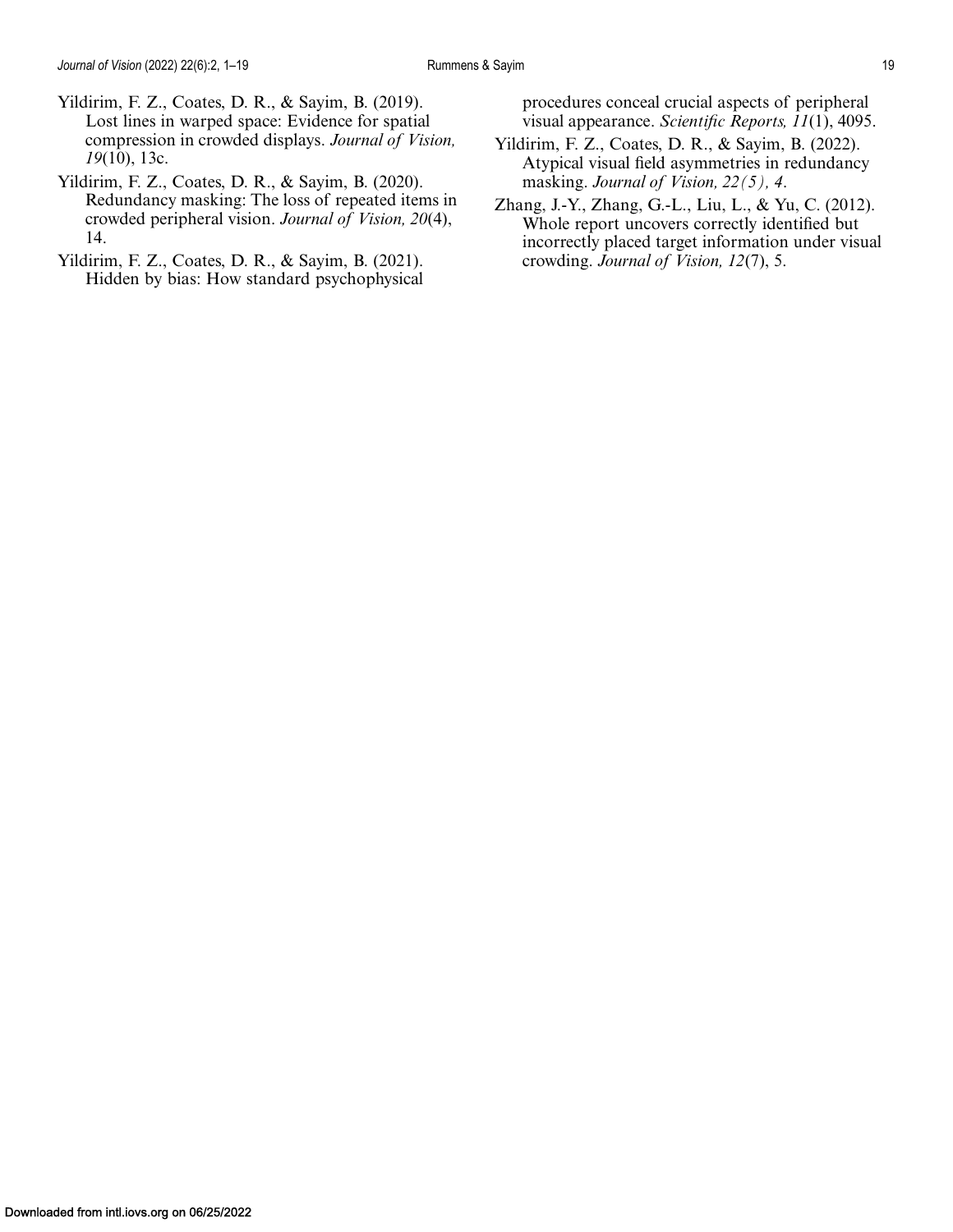Yildirim, F. Z., Coates, D. R., & Sayim, B. (2019). Lost lines in warped space: Evidence for spatial compression in crowded displays. *Journal of Vision, 19*(10), 13c.

Yildirim, F. Z., Coates, D. R., & Sayim, B. (2020). Redundancy masking: The loss of repeated items in crowded peripheral vision. *Journal of Vision, 20*(4), 14.

Yildirim, F. Z., Coates, D. R., & Sayim, B. (2021). Hidden by bias: How standard psychophysical procedures conceal crucial aspects of peripheral visual appearance. *Scientific Reports, 11*(1), 4095.

Yildirim, F. Z., Coates, D. R., & Sayim, B. (2022). Atypical visual field asymmetries in redundancy masking. *Journal of Vision, 22(5), 4*.

Zhang, J.-Y., Zhang, G.-L., Liu, L., & Yu, C. (2012). Whole report uncovers correctly identified but incorrectly placed target information under visual crowding. *Journal of Vision, 12*(7), 5.

Downloaded from intl.iovs.org on 06/25/2022